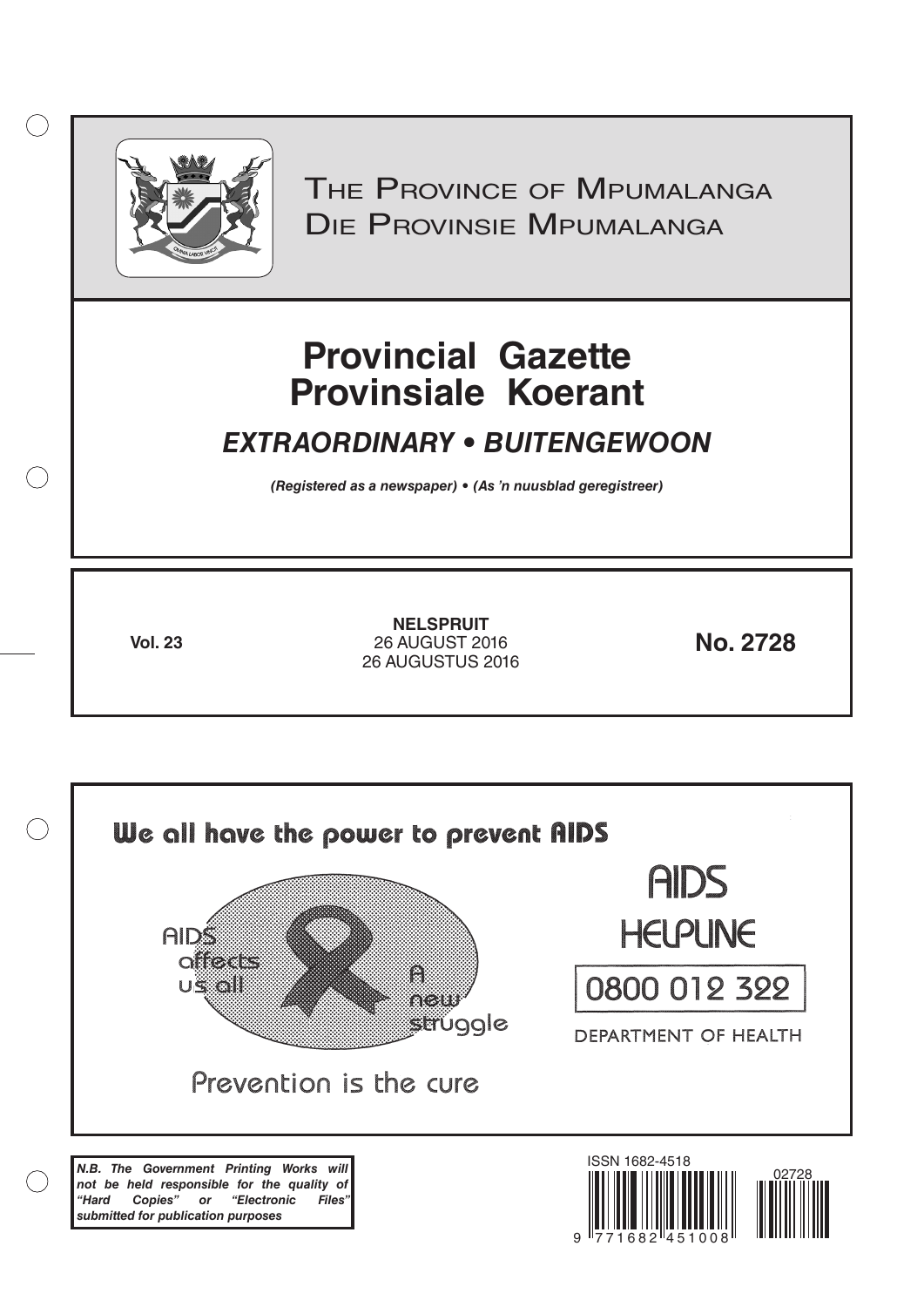THE PROVINCE OF MPUMALANGA
DIE PROVINSIE MPUMALANGA

# Provincial Gazette
# Provinsiale Koerant

## *EXTRAORDINARY • BUITENGEWOON*

***(Registered as a newspaper) • (As 'n nuusblad geregistreer)***

**Vol. 23**

**NELSPRUIT**
26 AUGUST 2016
26 AUGUSTUS 2016

**No. 2728**

We all have the power to prevent AIDS

AIDS affects us all

A new struggle

Prevention is the cure

AIDS HELPLINE

0800 012 322

DEPARTMENT OF HEALTH

***N.B. The Government Printing Works will not be held responsible for the quality of "Hard Copies" or "Electronic Files" submitted for publication purposes***

ISSN 1682-4518

02728

9 771682 451008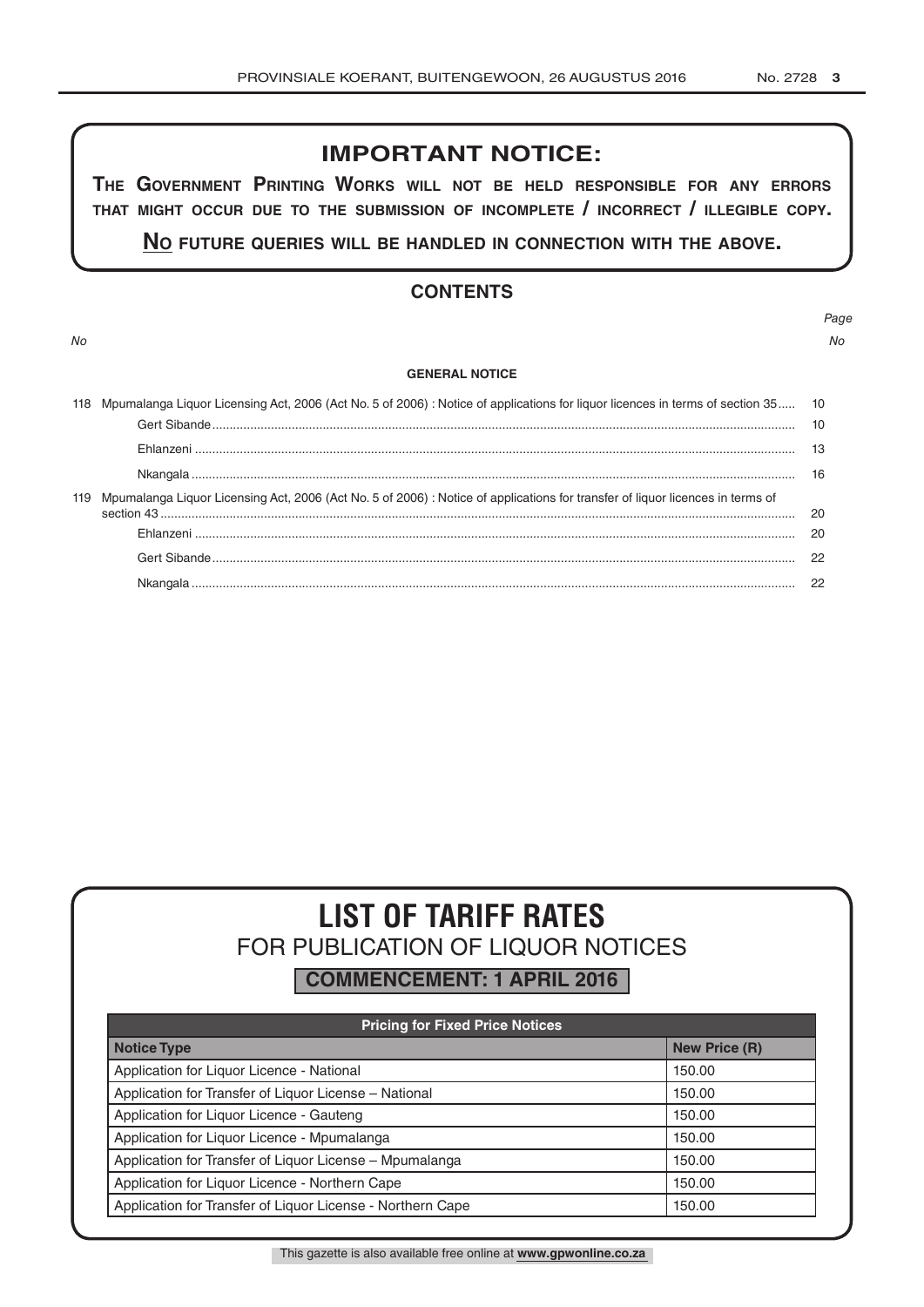## IMPORTANT NOTICE:

**THE GOVERNMENT PRINTING WORKS WILL NOT BE HELD RESPONSIBLE FOR ANY ERRORS THAT MIGHT OCCUR DUE TO THE SUBMISSION OF INCOMPLETE / INCORRECT / ILLEGIBLE COPY.**

**NO FUTURE QUERIES WILL BE HANDLED IN CONNECTION WITH THE ABOVE.**

## CONTENTS

| No | | Page No |
|---|---|---|
| | **GENERAL NOTICE** | |
| 118 | Mpumalanga Liquor Licensing Act, 2006 (Act No. 5 of 2006) : Notice of applications for liquor licences in terms of section 35 | 10 |
| | Gert Sibande | 10 |
| | Ehlanzeni | 13 |
| | Nkangala | 16 |
| 119 | Mpumalanga Liquor Licensing Act, 2006 (Act No. 5 of 2006) : Notice of applications for transfer of liquor licences in terms of section 43 | 20 |
| | Ehlanzeni | 20 |
| | Gert Sibande | 22 |
| | Nkangala | 22 |

# LIST OF TARIFF RATES

## FOR PUBLICATION OF LIQUOR NOTICES

**COMMENCEMENT: 1 APRIL 2016**

| Pricing for Fixed Price Notices | |
|---|---|
| **Notice Type** | **New Price (R)** |
| Application for Liquor Licence - National | 150.00 |
| Application for Transfer of Liquor License – National | 150.00 |
| Application for Liquor Licence - Gauteng | 150.00 |
| Application for Liquor Licence - Mpumalanga | 150.00 |
| Application for Transfer of Liquor License – Mpumalanga | 150.00 |
| Application for Liquor Licence - Northern Cape | 150.00 |
| Application for Transfer of Liquor License - Northern Cape | 150.00 |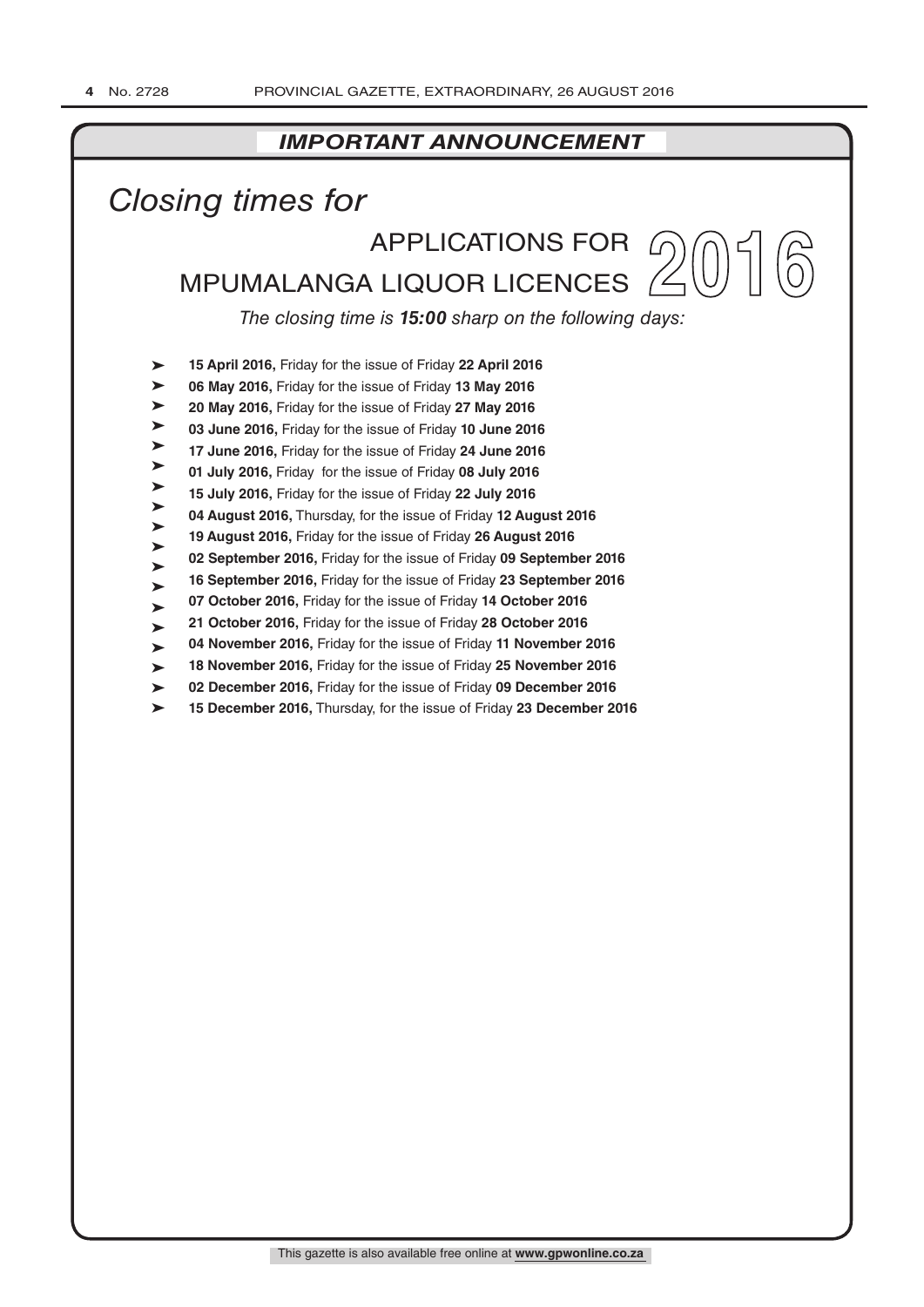## *IMPORTANT ANNOUNCEMENT*

# *Closing times for*

## APPLICATIONS FOR MPUMALANGA LIQUOR LICENCES 2016

*The closing time is **15:00** sharp on the following days:*

- **15 April 2016,** Friday for the issue of Friday **22 April 2016**
- **06 May 2016,** Friday for the issue of Friday **13 May 2016**
- **20 May 2016,** Friday for the issue of Friday **27 May 2016**
- **03 June 2016,** Friday for the issue of Friday **10 June 2016**
- **17 June 2016,** Friday for the issue of Friday **24 June 2016**
- **01 July 2016,** Friday for the issue of Friday **08 July 2016**
- **15 July 2016,** Friday for the issue of Friday **22 July 2016**
- **04 August 2016,** Thursday, for the issue of Friday **12 August 2016**
- **19 August 2016,** Friday for the issue of Friday **26 August 2016**
- **02 September 2016,** Friday for the issue of Friday **09 September 2016**
- **16 September 2016,** Friday for the issue of Friday **23 September 2016**
- **07 October 2016,** Friday for the issue of Friday **14 October 2016**
- **21 October 2016,** Friday for the issue of Friday **28 October 2016**
- **04 November 2016,** Friday for the issue of Friday **11 November 2016**
- **18 November 2016,** Friday for the issue of Friday **25 November 2016**
- **02 December 2016,** Friday for the issue of Friday **09 December 2016**
- **15 December 2016,** Thursday, for the issue of Friday **23 December 2016**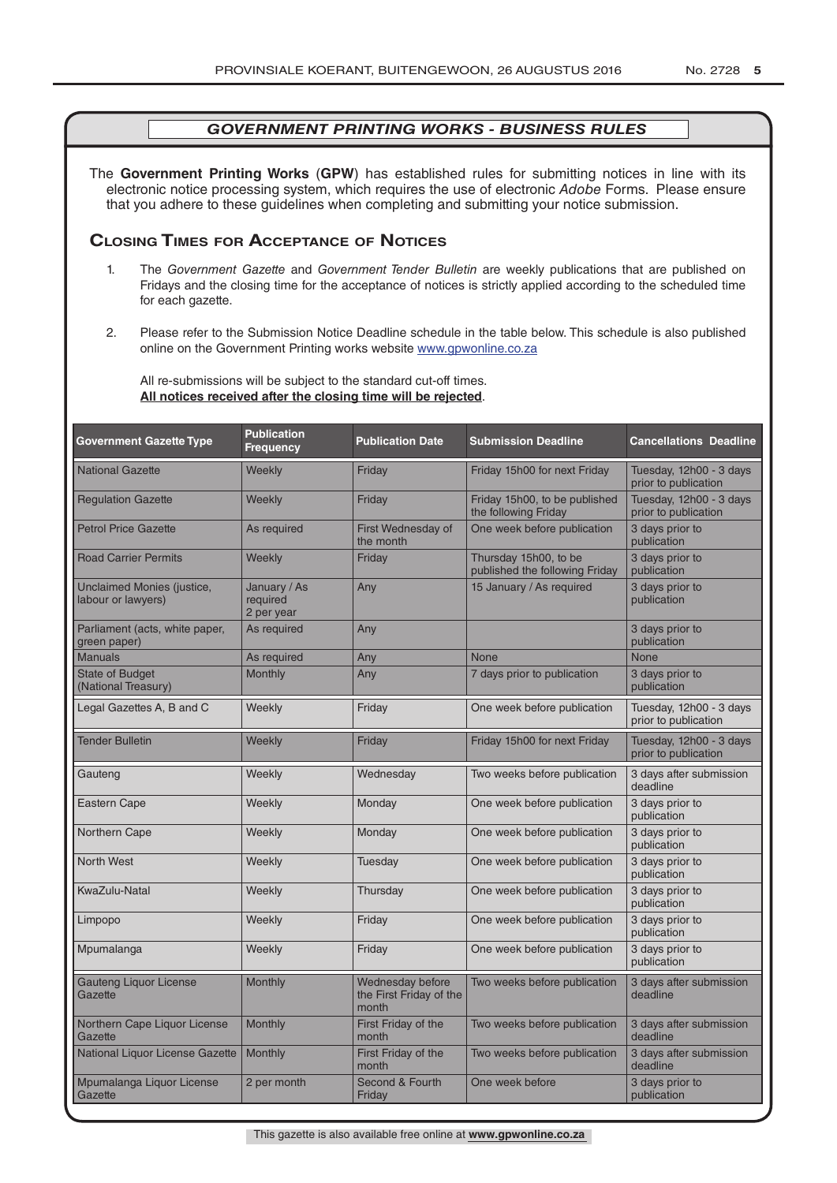## *GOVERNMENT PRINTING WORKS - BUSINESS RULES*

The **Government Printing Works** (**GPW**) has established rules for submitting notices in line with its electronic notice processing system, which requires the use of electronic *Adobe* Forms. Please ensure that you adhere to these guidelines when completing and submitting your notice submission.

### Closing Times for Acceptance of Notices

1. The *Government Gazette* and *Government Tender Bulletin* are weekly publications that are published on Fridays and the closing time for the acceptance of notices is strictly applied according to the scheduled time for each gazette.

2. Please refer to the Submission Notice Deadline schedule in the table below. This schedule is also published online on the Government Printing works website www.gpwonline.co.za

   All re-submissions will be subject to the standard cut-off times.
   **All notices received after the closing time will be rejected**.

| Government Gazette Type | Publication Frequency | Publication Date | Submission Deadline | Cancellations Deadline |
|---|---|---|---|---|
| National Gazette | Weekly | Friday | Friday 15h00 for next Friday | Tuesday, 12h00 - 3 days prior to publication |
| Regulation Gazette | Weekly | Friday | Friday 15h00, to be published the following Friday | Tuesday, 12h00 - 3 days prior to publication |
| Petrol Price Gazette | As required | First Wednesday of the month | One week before publication | 3 days prior to publication |
| Road Carrier Permits | Weekly | Friday | Thursday 15h00, to be published the following Friday | 3 days prior to publication |
| Unclaimed Monies (justice, labour or lawyers) | January / As required 2 per year | Any | 15 January / As required | 3 days prior to publication |
| Parliament (acts, white paper, green paper) | As required | Any | | 3 days prior to publication |
| Manuals | As required | Any | None | None |
| State of Budget (National Treasury) | Monthly | Any | 7 days prior to publication | 3 days prior to publication |
| Legal Gazettes A, B and C | Weekly | Friday | One week before publication | Tuesday, 12h00 - 3 days prior to publication |
| Tender Bulletin | Weekly | Friday | Friday 15h00 for next Friday | Tuesday, 12h00 - 3 days prior to publication |
| Gauteng | Weekly | Wednesday | Two weeks before publication | 3 days after submission deadline |
| Eastern Cape | Weekly | Monday | One week before publication | 3 days prior to publication |
| Northern Cape | Weekly | Monday | One week before publication | 3 days prior to publication |
| North West | Weekly | Tuesday | One week before publication | 3 days prior to publication |
| KwaZulu-Natal | Weekly | Thursday | One week before publication | 3 days prior to publication |
| Limpopo | Weekly | Friday | One week before publication | 3 days prior to publication |
| Mpumalanga | Weekly | Friday | One week before publication | 3 days prior to publication |
| Gauteng Liquor License Gazette | Monthly | Wednesday before the First Friday of the month | Two weeks before publication | 3 days after submission deadline |
| Northern Cape Liquor License Gazette | Monthly | First Friday of the month | Two weeks before publication | 3 days after submission deadline |
| National Liquor License Gazette | Monthly | First Friday of the month | Two weeks before publication | 3 days after submission deadline |
| Mpumalanga Liquor License Gazette | 2 per month | Second & Fourth Friday | One week before | 3 days prior to publication |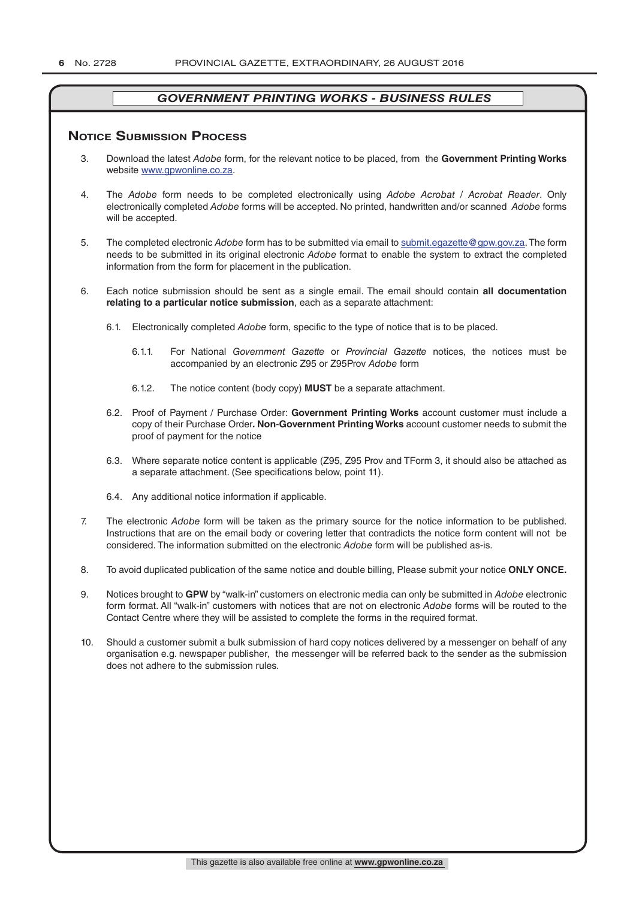## GOVERNMENT PRINTING WORKS - BUSINESS RULES

### Notice Submission Process

3. Download the latest *Adobe* form, for the relevant notice to be placed, from the **Government Printing Works** website www.gpwonline.co.za.

4. The *Adobe* form needs to be completed electronically using *Adobe Acrobat* / *Acrobat Reader*. Only electronically completed *Adobe* forms will be accepted. No printed, handwritten and/or scanned *Adobe* forms will be accepted.

5. The completed electronic *Adobe* form has to be submitted via email to submit.egazette@gpw.gov.za. The form needs to be submitted in its original electronic *Adobe* format to enable the system to extract the completed information from the form for placement in the publication.

6. Each notice submission should be sent as a single email. The email should contain **all documentation relating to a particular notice submission**, each as a separate attachment:

   6.1. Electronically completed *Adobe* form, specific to the type of notice that is to be placed.

      6.1.1. For National *Government Gazette* or *Provincial Gazette* notices, the notices must be accompanied by an electronic Z95 or Z95Prov *Adobe* form

      6.1.2. The notice content (body copy) **MUST** be a separate attachment.

   6.2. Proof of Payment / Purchase Order: **Government Printing Works** account customer must include a copy of their Purchase Order**. Non**-**Government Printing Works** account customer needs to submit the proof of payment for the notice

   6.3. Where separate notice content is applicable (Z95, Z95 Prov and TForm 3, it should also be attached as a separate attachment. (See specifications below, point 11).

   6.4. Any additional notice information if applicable.

7. The electronic *Adobe* form will be taken as the primary source for the notice information to be published. Instructions that are on the email body or covering letter that contradicts the notice form content will not be considered. The information submitted on the electronic *Adobe* form will be published as-is.

8. To avoid duplicated publication of the same notice and double billing, Please submit your notice **ONLY ONCE.**

9. Notices brought to **GPW** by "walk-in" customers on electronic media can only be submitted in *Adobe* electronic form format. All "walk-in" customers with notices that are not on electronic *Adobe* forms will be routed to the Contact Centre where they will be assisted to complete the forms in the required format.

10. Should a customer submit a bulk submission of hard copy notices delivered by a messenger on behalf of any organisation e.g. newspaper publisher, the messenger will be referred back to the sender as the submission does not adhere to the submission rules.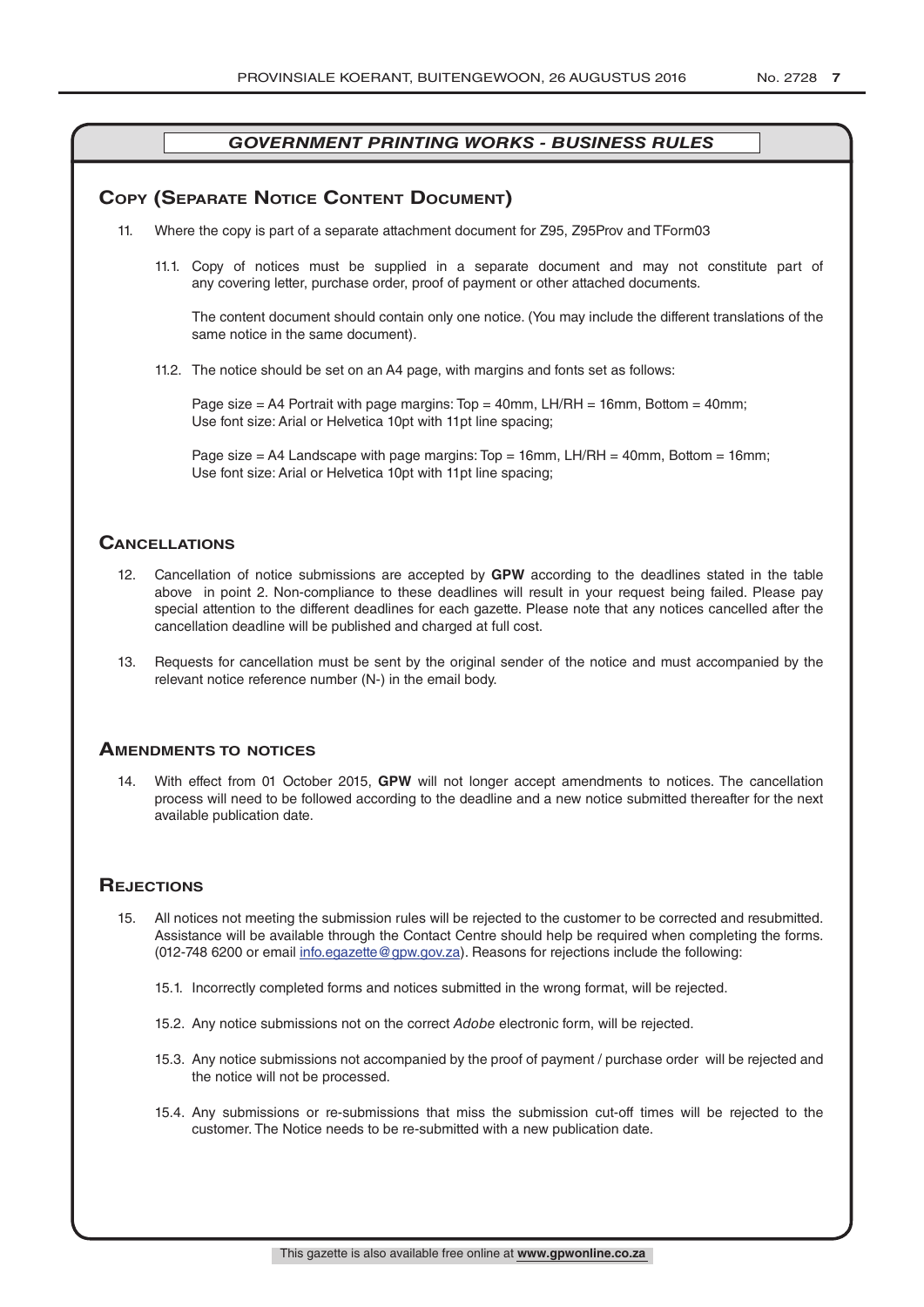## *GOVERNMENT PRINTING WORKS - BUSINESS RULES*

### Copy (Separate Notice Content Document)

11. Where the copy is part of a separate attachment document for Z95, Z95Prov and TForm03

    11.1. Copy of notices must be supplied in a separate document and may not constitute part of any covering letter, purchase order, proof of payment or other attached documents.

    The content document should contain only one notice. (You may include the different translations of the same notice in the same document).

    11.2. The notice should be set on an A4 page, with margins and fonts set as follows:

    Page size = A4 Portrait with page margins: Top = 40mm, LH/RH = 16mm, Bottom = 40mm;
    Use font size: Arial or Helvetica 10pt with 11pt line spacing;

    Page size = A4 Landscape with page margins: Top = 16mm, LH/RH = 40mm, Bottom = 16mm;
    Use font size: Arial or Helvetica 10pt with 11pt line spacing;

### Cancellations

12. Cancellation of notice submissions are accepted by **GPW** according to the deadlines stated in the table above in point 2. Non-compliance to these deadlines will result in your request being failed. Please pay special attention to the different deadlines for each gazette. Please note that any notices cancelled after the cancellation deadline will be published and charged at full cost.

13. Requests for cancellation must be sent by the original sender of the notice and must accompanied by the relevant notice reference number (N-) in the email body.

### Amendments to notices

14. With effect from 01 October 2015, **GPW** will not longer accept amendments to notices. The cancellation process will need to be followed according to the deadline and a new notice submitted thereafter for the next available publication date.

### Rejections

15. All notices not meeting the submission rules will be rejected to the customer to be corrected and resubmitted. Assistance will be available through the Contact Centre should help be required when completing the forms. (012-748 6200 or email info.egazette@gpw.gov.za). Reasons for rejections include the following:

    15.1. Incorrectly completed forms and notices submitted in the wrong format, will be rejected.

    15.2. Any notice submissions not on the correct *Adobe* electronic form, will be rejected.

    15.3. Any notice submissions not accompanied by the proof of payment / purchase order will be rejected and the notice will not be processed.

    15.4. Any submissions or re-submissions that miss the submission cut-off times will be rejected to the customer. The Notice needs to be re-submitted with a new publication date.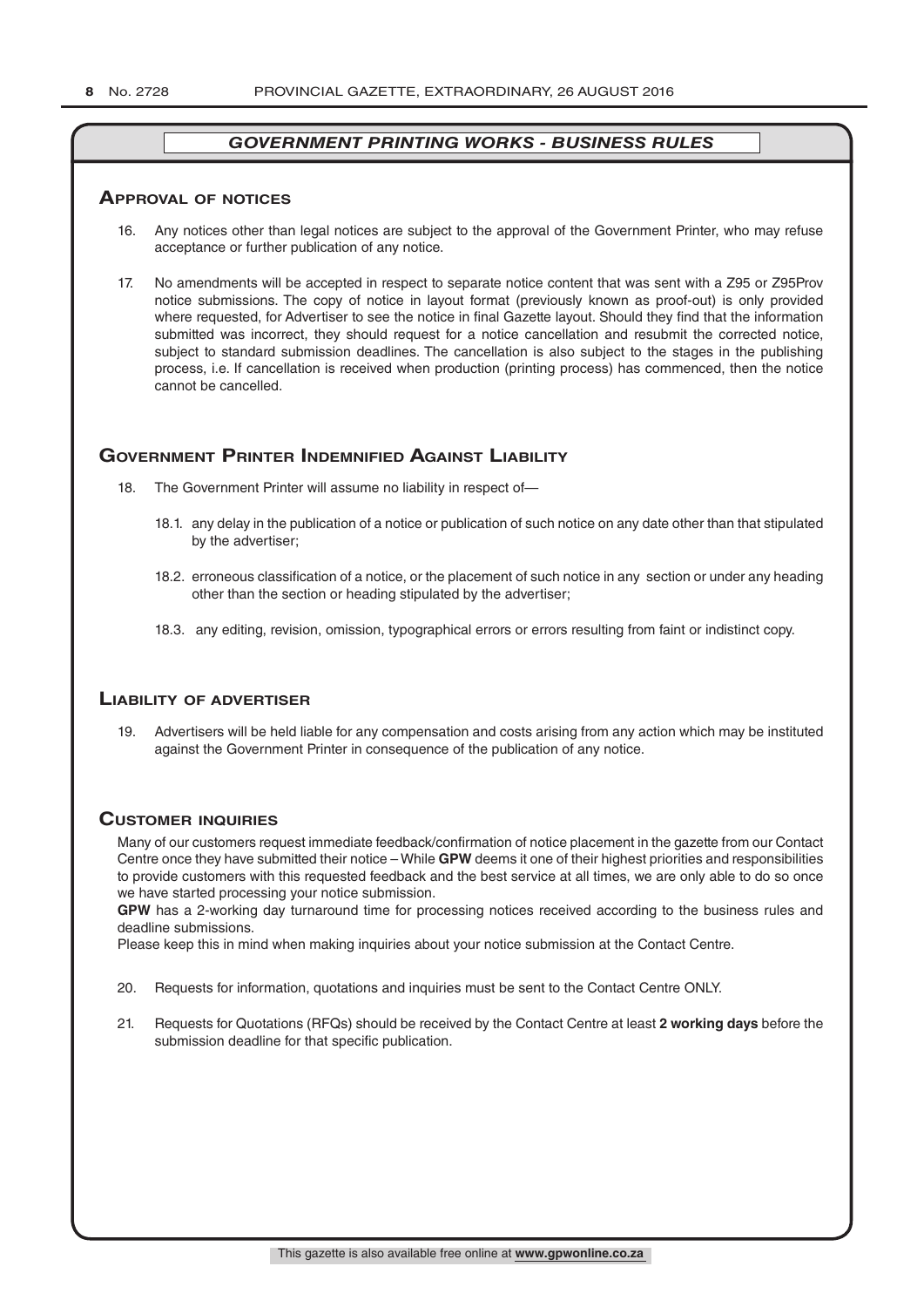## *GOVERNMENT PRINTING WORKS - BUSINESS RULES*

### Approval of notices

16. Any notices other than legal notices are subject to the approval of the Government Printer, who may refuse acceptance or further publication of any notice.

17. No amendments will be accepted in respect to separate notice content that was sent with a Z95 or Z95Prov notice submissions. The copy of notice in layout format (previously known as proof-out) is only provided where requested, for Advertiser to see the notice in final Gazette layout. Should they find that the information submitted was incorrect, they should request for a notice cancellation and resubmit the corrected notice, subject to standard submission deadlines. The cancellation is also subject to the stages in the publishing process, i.e. If cancellation is received when production (printing process) has commenced, then the notice cannot be cancelled.

### Government Printer Indemnified Against Liability

18. The Government Printer will assume no liability in respect of—

    18.1. any delay in the publication of a notice or publication of such notice on any date other than that stipulated by the advertiser;

    18.2. erroneous classification of a notice, or the placement of such notice in any section or under any heading other than the section or heading stipulated by the advertiser;

    18.3. any editing, revision, omission, typographical errors or errors resulting from faint or indistinct copy.

### Liability of advertiser

19. Advertisers will be held liable for any compensation and costs arising from any action which may be instituted against the Government Printer in consequence of the publication of any notice.

### Customer inquiries

Many of our customers request immediate feedback/confirmation of notice placement in the gazette from our Contact Centre once they have submitted their notice – While **GPW** deems it one of their highest priorities and responsibilities to provide customers with this requested feedback and the best service at all times, we are only able to do so once we have started processing your notice submission.

**GPW** has a 2-working day turnaround time for processing notices received according to the business rules and deadline submissions.

Please keep this in mind when making inquiries about your notice submission at the Contact Centre.

20. Requests for information, quotations and inquiries must be sent to the Contact Centre ONLY.

21. Requests for Quotations (RFQs) should be received by the Contact Centre at least **2 working days** before the submission deadline for that specific publication.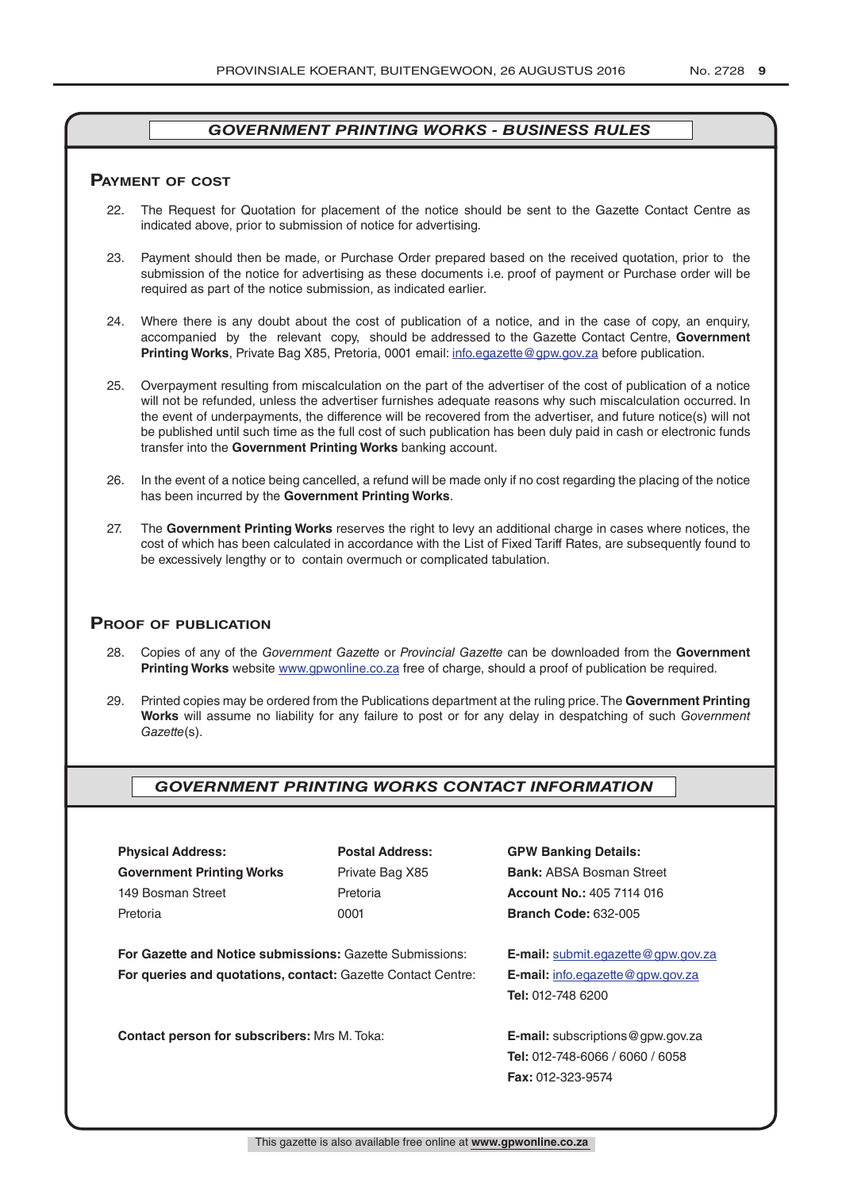## *GOVERNMENT PRINTING WORKS - BUSINESS RULES*

### Payment of cost

22. The Request for Quotation for placement of the notice should be sent to the Gazette Contact Centre as indicated above, prior to submission of notice for advertising.

23. Payment should then be made, or Purchase Order prepared based on the received quotation, prior to the submission of the notice for advertising as these documents i.e. proof of payment or Purchase order will be required as part of the notice submission, as indicated earlier.

24. Where there is any doubt about the cost of publication of a notice, and in the case of copy, an enquiry, accompanied by the relevant copy, should be addressed to the Gazette Contact Centre, **Government Printing Works**, Private Bag X85, Pretoria, 0001 email: info.egazette@gpw.gov.za before publication.

25. Overpayment resulting from miscalculation on the part of the advertiser of the cost of publication of a notice will not be refunded, unless the advertiser furnishes adequate reasons why such miscalculation occurred. In the event of underpayments, the difference will be recovered from the advertiser, and future notice(s) will not be published until such time as the full cost of such publication has been duly paid in cash or electronic funds transfer into the **Government Printing Works** banking account.

26. In the event of a notice being cancelled, a refund will be made only if no cost regarding the placing of the notice has been incurred by the **Government Printing Works**.

27. The **Government Printing Works** reserves the right to levy an additional charge in cases where notices, the cost of which has been calculated in accordance with the List of Fixed Tariff Rates, are subsequently found to be excessively lengthy or to contain overmuch or complicated tabulation.

### Proof of publication

28. Copies of any of the *Government Gazette* or *Provincial Gazette* can be downloaded from the **Government Printing Works** website www.gpwonline.co.za free of charge, should a proof of publication be required.

29. Printed copies may be ordered from the Publications department at the ruling price. The **Government Printing Works** will assume no liability for any failure to post or for any delay in despatching of such *Government Gazette*(s).

## *GOVERNMENT PRINTING WORKS CONTACT INFORMATION*

**Physical Address:**
**Government Printing Works**
149 Bosman Street
Pretoria

**Postal Address:**
Private Bag X85
Pretoria
0001

**GPW Banking Details:**
**Bank:** ABSA Bosman Street
**Account No.:** 405 7114 016
**Branch Code:** 632-005

**For Gazette and Notice submissions:** Gazette Submissions: **E-mail:** submit.egazette@gpw.gov.za

**For queries and quotations, contact:** Gazette Contact Centre: **E-mail:** info.egazette@gpw.gov.za
**Tel:** 012-748 6200

**Contact person for subscribers:** Mrs M. Toka: **E-mail:** subscriptions@gpw.gov.za
**Tel:** 012-748-6066 / 6060 / 6058
**Fax:** 012-323-9574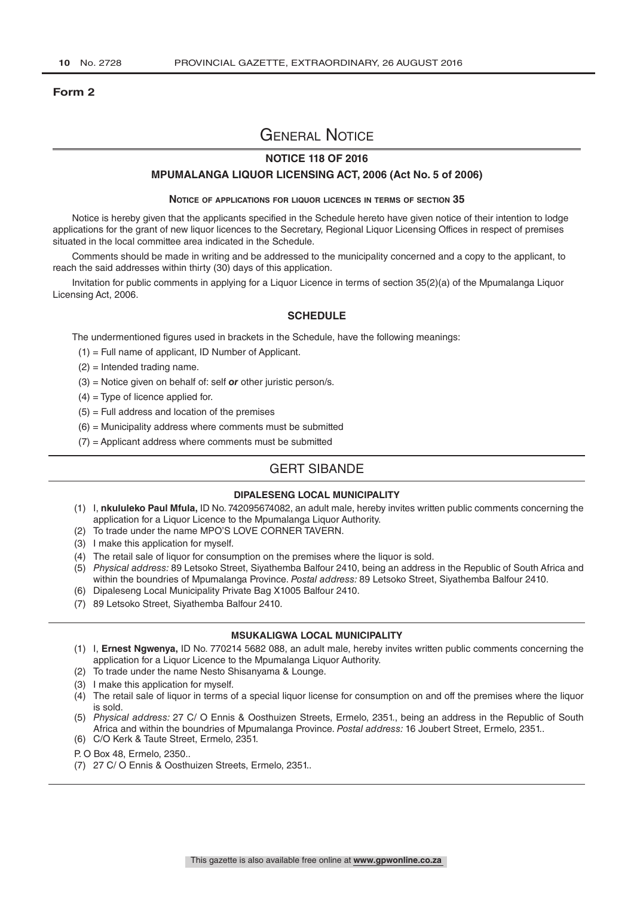**Form 2**

# General Notice

## NOTICE 118 OF 2016

## MPUMALANGA LIQUOR LICENSING ACT, 2006 (Act No. 5 of 2006)

**Notice of applications for liquor licences in terms of section 35**

Notice is hereby given that the applicants specified in the Schedule hereto have given notice of their intention to lodge applications for the grant of new liquor licences to the Secretary, Regional Liquor Licensing Offices in respect of premises situated in the local committee area indicated in the Schedule.

Comments should be made in writing and be addressed to the municipality concerned and a copy to the applicant, to reach the said addresses within thirty (30) days of this application.

Invitation for public comments in applying for a Liquor Licence in terms of section 35(2)(a) of the Mpumalanga Liquor Licensing Act, 2006.

### SCHEDULE

The undermentioned figures used in brackets in the Schedule, have the following meanings:

(1) = Full name of applicant, ID Number of Applicant.

(2) = Intended trading name.

(3) = Notice given on behalf of: self ***or*** other juristic person/s.

(4) = Type of licence applied for.

(5) = Full address and location of the premises

(6) = Municipality address where comments must be submitted

(7) = Applicant address where comments must be submitted

## GERT SIBANDE

### DIPALESENG LOCAL MUNICIPALITY

(1) I, **nkululeko Paul Mfula,** ID No. 742095674082, an adult male, hereby invites written public comments concerning the application for a Liquor Licence to the Mpumalanga Liquor Authority.
(2) To trade under the name MPO'S LOVE CORNER TAVERN.
(3) I make this application for myself.
(4) The retail sale of liquor for consumption on the premises where the liquor is sold.
(5) *Physical address:* 89 Letsoko Street, Siyathemba Balfour 2410, being an address in the Republic of South Africa and within the boundries of Mpumalanga Province. *Postal address:* 89 Letsoko Street, Siyathemba Balfour 2410.
(6) Dipaleseng Local Municipality Private Bag X1005 Balfour 2410.
(7) 89 Letsoko Street, Siyathemba Balfour 2410.

### MSUKALIGWA LOCAL MUNICIPALITY

(1) I, **Ernest Ngwenya,** ID No. 770214 5682 088, an adult male, hereby invites written public comments concerning the application for a Liquor Licence to the Mpumalanga Liquor Authority.
(2) To trade under the name Nesto Shisanyama & Lounge.
(3) I make this application for myself.
(4) The retail sale of liquor in terms of a special liquor license for consumption on and off the premises where the liquor is sold.
(5) *Physical address:* 27 C/ O Ennis & Oosthuizen Streets, Ermelo, 2351., being an address in the Republic of South Africa and within the boundries of Mpumalanga Province. *Postal address:* 16 Joubert Street, Ermelo, 2351..
(6) C/O Kerk & Taute Street, Ermelo, 2351.

P. O Box 48, Ermelo, 2350..

(7) 27 C/ O Ennis & Oosthuizen Streets, Ermelo, 2351..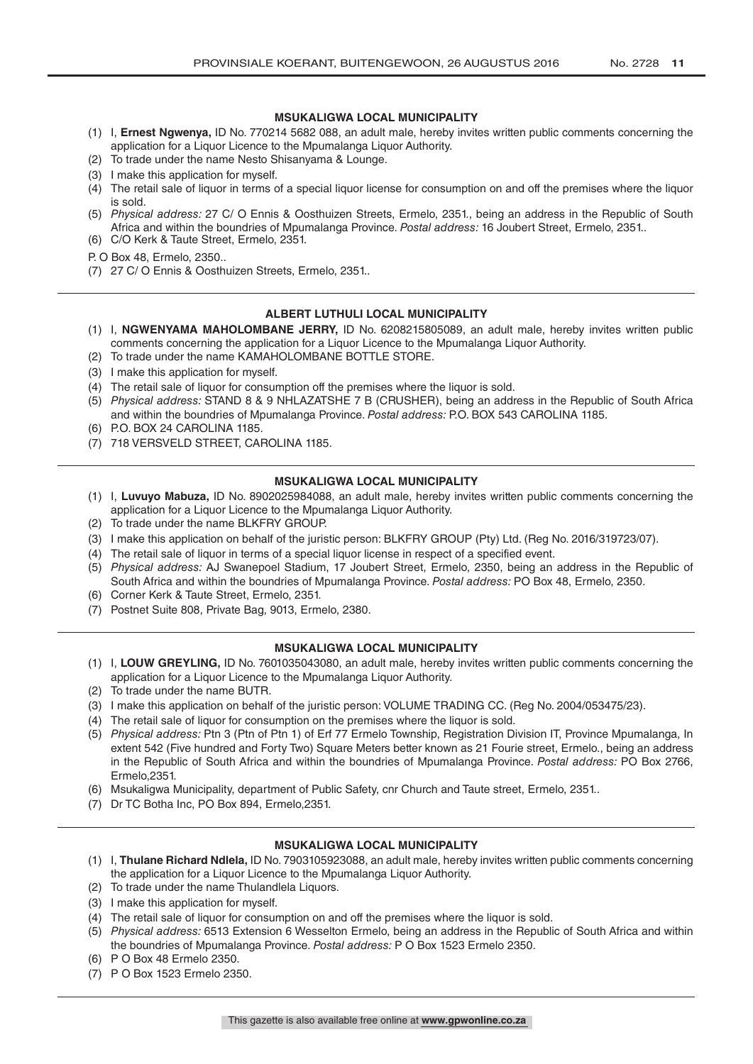## MSUKALIGWA LOCAL MUNICIPALITY

(1) I, **Ernest Ngwenya,** ID No. 770214 5682 088, an adult male, hereby invites written public comments concerning the application for a Liquor Licence to the Mpumalanga Liquor Authority.
(2) To trade under the name Nesto Shisanyama & Lounge.
(3) I make this application for myself.
(4) The retail sale of liquor in terms of a special liquor license for consumption on and off the premises where the liquor is sold.
(5) *Physical address:* 27 C/ O Ennis & Oosthuizen Streets, Ermelo, 2351., being an address in the Republic of South Africa and within the boundries of Mpumalanga Province. *Postal address:* 16 Joubert Street, Ermelo, 2351..
(6) C/O Kerk & Taute Street, Ermelo, 2351.

P. O Box 48, Ermelo, 2350..

(7) 27 C/ O Ennis & Oosthuizen Streets, Ermelo, 2351..

---

## ALBERT LUTHULI LOCAL MUNICIPALITY

(1) I, **NGWENYAMA MAHOLOMBANE JERRY,** ID No. 6208215805089, an adult male, hereby invites written public comments concerning the application for a Liquor Licence to the Mpumalanga Liquor Authority.
(2) To trade under the name KAMAHOLOMBANE BOTTLE STORE.
(3) I make this application for myself.
(4) The retail sale of liquor for consumption off the premises where the liquor is sold.
(5) *Physical address:* STAND 8 & 9 NHLAZATSHE 7 B (CRUSHER), being an address in the Republic of South Africa and within the boundries of Mpumalanga Province. *Postal address:* P.O. BOX 543 CAROLINA 1185.
(6) P.O. BOX 24 CAROLINA 1185.
(7) 718 VERSVELD STREET, CAROLINA 1185.

---

## MSUKALIGWA LOCAL MUNICIPALITY

(1) I, **Luvuyo Mabuza,** ID No. 8902025984088, an adult male, hereby invites written public comments concerning the application for a Liquor Licence to the Mpumalanga Liquor Authority.
(2) To trade under the name BLKFRY GROUP.
(3) I make this application on behalf of the juristic person: BLKFRY GROUP (Pty) Ltd. (Reg No. 2016/319723/07).
(4) The retail sale of liquor in terms of a special liquor license in respect of a specified event.
(5) *Physical address:* AJ Swanepoel Stadium, 17 Joubert Street, Ermelo, 2350, being an address in the Republic of South Africa and within the boundries of Mpumalanga Province. *Postal address:* PO Box 48, Ermelo, 2350.
(6) Corner Kerk & Taute Street, Ermelo, 2351.
(7) Postnet Suite 808, Private Bag, 9013, Ermelo, 2380.

---

## MSUKALIGWA LOCAL MUNICIPALITY

(1) I, **LOUW GREYLING,** ID No. 7601035043080, an adult male, hereby invites written public comments concerning the application for a Liquor Licence to the Mpumalanga Liquor Authority.
(2) To trade under the name BUTR.
(3) I make this application on behalf of the juristic person: VOLUME TRADING CC. (Reg No. 2004/053475/23).
(4) The retail sale of liquor for consumption on the premises where the liquor is sold.
(5) *Physical address:* Ptn 3 (Ptn of Ptn 1) of Erf 77 Ermelo Township, Registration Division IT, Province Mpumalanga, In extent 542 (Five hundred and Forty Two) Square Meters better known as 21 Fourie street, Ermelo., being an address in the Republic of South Africa and within the boundries of Mpumalanga Province. *Postal address:* PO Box 2766, Ermelo,2351.
(6) Msukaligwa Municipality, department of Public Safety, cnr Church and Taute street, Ermelo, 2351..
(7) Dr TC Botha Inc, PO Box 894, Ermelo,2351.

---

## MSUKALIGWA LOCAL MUNICIPALITY

(1) I, **Thulane Richard Ndlela,** ID No. 7903105923088, an adult male, hereby invites written public comments concerning the application for a Liquor Licence to the Mpumalanga Liquor Authority.
(2) To trade under the name Thulandlela Liquors.
(3) I make this application for myself.
(4) The retail sale of liquor for consumption on and off the premises where the liquor is sold.
(5) *Physical address:* 6513 Extension 6 Wesselton Ermelo, being an address in the Republic of South Africa and within the boundries of Mpumalanga Province. *Postal address:* P O Box 1523 Ermelo 2350.
(6) P O Box 48 Ermelo 2350.
(7) P O Box 1523 Ermelo 2350.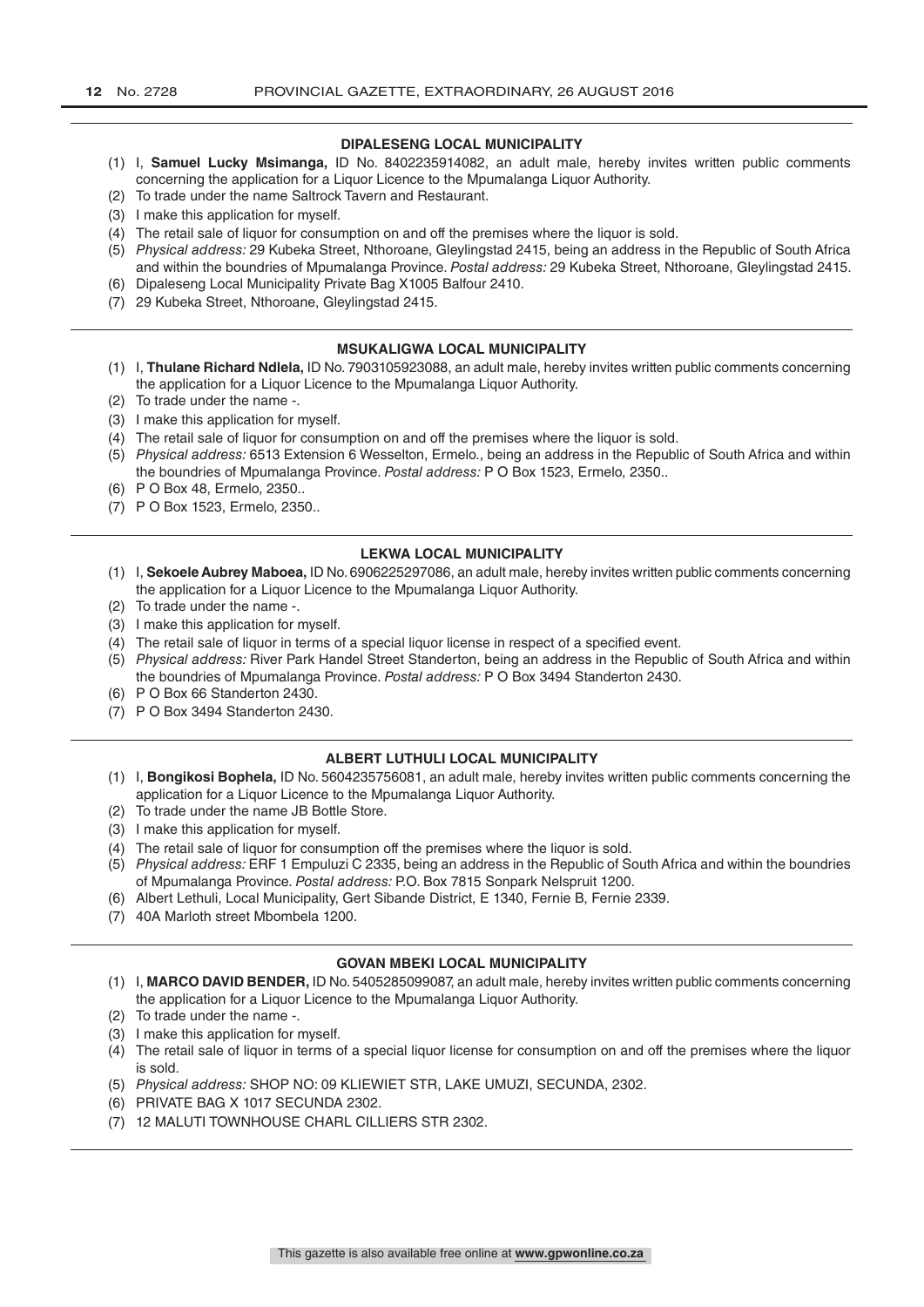## DIPALESENG LOCAL MUNICIPALITY

(1) I, **Samuel Lucky Msimanga,** ID No. 8402235914082, an adult male, hereby invites written public comments concerning the application for a Liquor Licence to the Mpumalanga Liquor Authority.
(2) To trade under the name Saltrock Tavern and Restaurant.
(3) I make this application for myself.
(4) The retail sale of liquor for consumption on and off the premises where the liquor is sold.
(5) *Physical address:* 29 Kubeka Street, Nthoroane, Gleylingstad 2415, being an address in the Republic of South Africa and within the boundries of Mpumalanga Province. *Postal address:* 29 Kubeka Street, Nthoroane, Gleylingstad 2415.
(6) Dipaleseng Local Municipality Private Bag X1005 Balfour 2410.
(7) 29 Kubeka Street, Nthoroane, Gleylingstad 2415.

## MSUKALIGWA LOCAL MUNICIPALITY

(1) I, **Thulane Richard Ndlela,** ID No. 7903105923088, an adult male, hereby invites written public comments concerning the application for a Liquor Licence to the Mpumalanga Liquor Authority.
(2) To trade under the name -.
(3) I make this application for myself.
(4) The retail sale of liquor for consumption on and off the premises where the liquor is sold.
(5) *Physical address:* 6513 Extension 6 Wesselton, Ermelo., being an address in the Republic of South Africa and within the boundries of Mpumalanga Province. *Postal address:* P O Box 1523, Ermelo, 2350..
(6) P O Box 48, Ermelo, 2350..
(7) P O Box 1523, Ermelo, 2350..

## LEKWA LOCAL MUNICIPALITY

(1) I, **Sekoele Aubrey Maboea,** ID No. 6906225297086, an adult male, hereby invites written public comments concerning the application for a Liquor Licence to the Mpumalanga Liquor Authority.
(2) To trade under the name -.
(3) I make this application for myself.
(4) The retail sale of liquor in terms of a special liquor license in respect of a specified event.
(5) *Physical address:* River Park Handel Street Standerton, being an address in the Republic of South Africa and within the boundries of Mpumalanga Province. *Postal address:* P O Box 3494 Standerton 2430.
(6) P O Box 66 Standerton 2430.
(7) P O Box 3494 Standerton 2430.

## ALBERT LUTHULI LOCAL MUNICIPALITY

(1) I, **Bongikosi Bophela,** ID No. 5604235756081, an adult male, hereby invites written public comments concerning the application for a Liquor Licence to the Mpumalanga Liquor Authority.
(2) To trade under the name JB Bottle Store.
(3) I make this application for myself.
(4) The retail sale of liquor for consumption off the premises where the liquor is sold.
(5) *Physical address:* ERF 1 Empuluzi C 2335, being an address in the Republic of South Africa and within the boundries of Mpumalanga Province. *Postal address:* P.O. Box 7815 Sonpark Nelspruit 1200.
(6) Albert Lethuli, Local Municipality, Gert Sibande District, E 1340, Fernie B, Fernie 2339.
(7) 40A Marloth street Mbombela 1200.

## GOVAN MBEKI LOCAL MUNICIPALITY

(1) I, **MARCO DAVID BENDER,** ID No. 5405285099087, an adult male, hereby invites written public comments concerning the application for a Liquor Licence to the Mpumalanga Liquor Authority.
(2) To trade under the name -.
(3) I make this application for myself.
(4) The retail sale of liquor in terms of a special liquor license for consumption on and off the premises where the liquor is sold.
(5) *Physical address:* SHOP NO: 09 KLIEWIET STR, LAKE UMUZI, SECUNDA, 2302.
(6) PRIVATE BAG X 1017 SECUNDA 2302.
(7) 12 MALUTI TOWNHOUSE CHARL CILLIERS STR 2302.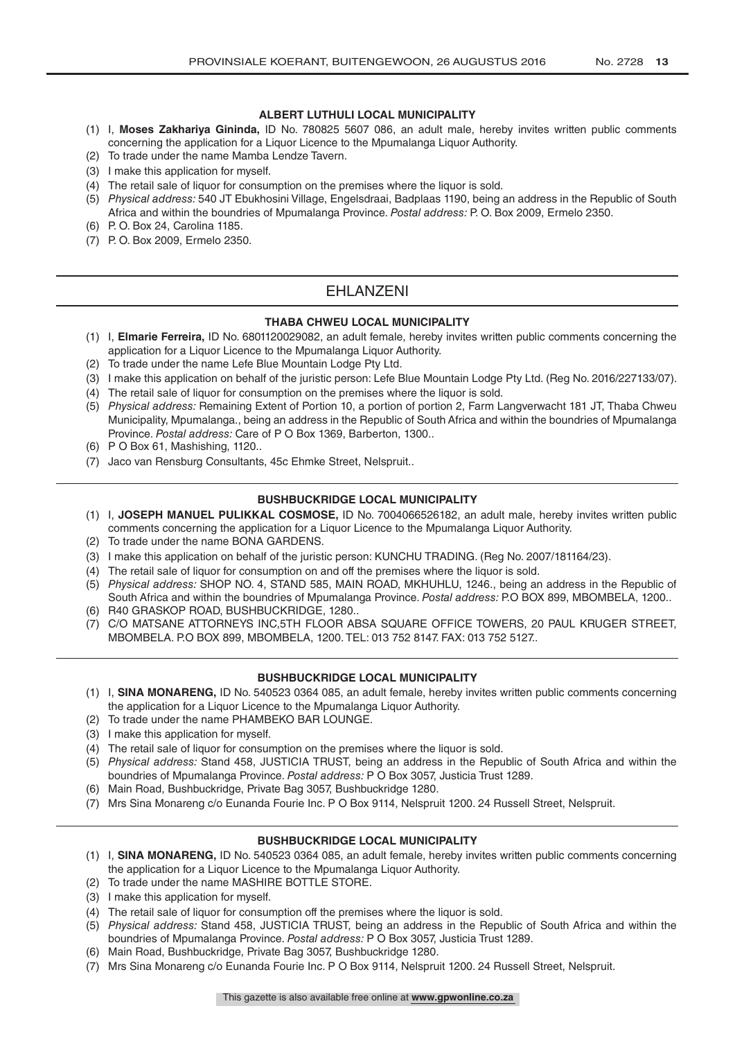### ALBERT LUTHULI LOCAL MUNICIPALITY

(1) I, **Moses Zakhariya Gininda,** ID No. 780825 5607 086, an adult male, hereby invites written public comments concerning the application for a Liquor Licence to the Mpumalanga Liquor Authority.
(2) To trade under the name Mamba Lendze Tavern.
(3) I make this application for myself.
(4) The retail sale of liquor for consumption on the premises where the liquor is sold.
(5) *Physical address:* 540 JT Ebukhosini Village, Engelsdraai, Badplaas 1190, being an address in the Republic of South Africa and within the boundries of Mpumalanga Province. *Postal address:* P. O. Box 2009, Ermelo 2350.
(6) P. O. Box 24, Carolina 1185.
(7) P. O. Box 2009, Ermelo 2350.

## EHLANZENI

### THABA CHWEU LOCAL MUNICIPALITY

(1) I, **Elmarie Ferreira,** ID No. 6801120029082, an adult female, hereby invites written public comments concerning the application for a Liquor Licence to the Mpumalanga Liquor Authority.
(2) To trade under the name Lefe Blue Mountain Lodge Pty Ltd.
(3) I make this application on behalf of the juristic person: Lefe Blue Mountain Lodge Pty Ltd. (Reg No. 2016/227133/07).
(4) The retail sale of liquor for consumption on the premises where the liquor is sold.
(5) *Physical address:* Remaining Extent of Portion 10, a portion of portion 2, Farm Langverwacht 181 JT, Thaba Chweu Municipality, Mpumalanga., being an address in the Republic of South Africa and within the boundries of Mpumalanga Province. *Postal address:* Care of P O Box 1369, Barberton, 1300..
(6) P O Box 61, Mashishing, 1120..
(7) Jaco van Rensburg Consultants, 45c Ehmke Street, Nelspruit..

### BUSHBUCKRIDGE LOCAL MUNICIPALITY

(1) I, **JOSEPH MANUEL PULIKKAL COSMOSE,** ID No. 7004066526182, an adult male, hereby invites written public comments concerning the application for a Liquor Licence to the Mpumalanga Liquor Authority.
(2) To trade under the name BONA GARDENS.
(3) I make this application on behalf of the juristic person: KUNCHU TRADING. (Reg No. 2007/181164/23).
(4) The retail sale of liquor for consumption on and off the premises where the liquor is sold.
(5) *Physical address:* SHOP NO. 4, STAND 585, MAIN ROAD, MKHUHLU, 1246., being an address in the Republic of South Africa and within the boundries of Mpumalanga Province. *Postal address:* P.O BOX 899, MBOMBELA, 1200..
(6) R40 GRASKOP ROAD, BUSHBUCKRIDGE, 1280..
(7) C/O MATSANE ATTORNEYS INC,5TH FLOOR ABSA SQUARE OFFICE TOWERS, 20 PAUL KRUGER STREET, MBOMBELA. P.O BOX 899, MBOMBELA, 1200. TEL: 013 752 8147. FAX: 013 752 5127..

### BUSHBUCKRIDGE LOCAL MUNICIPALITY

(1) I, **SINA MONARENG,** ID No. 540523 0364 085, an adult female, hereby invites written public comments concerning the application for a Liquor Licence to the Mpumalanga Liquor Authority.
(2) To trade under the name PHAMBEKO BAR LOUNGE.
(3) I make this application for myself.
(4) The retail sale of liquor for consumption on the premises where the liquor is sold.
(5) *Physical address:* Stand 458, JUSTICIA TRUST, being an address in the Republic of South Africa and within the boundries of Mpumalanga Province. *Postal address:* P O Box 3057, Justicia Trust 1289.
(6) Main Road, Bushbuckridge, Private Bag 3057, Bushbuckridge 1280.
(7) Mrs Sina Monareng c/o Eunanda Fourie Inc. P O Box 9114, Nelspruit 1200. 24 Russell Street, Nelspruit.

### BUSHBUCKRIDGE LOCAL MUNICIPALITY

(1) I, **SINA MONARENG,** ID No. 540523 0364 085, an adult female, hereby invites written public comments concerning the application for a Liquor Licence to the Mpumalanga Liquor Authority.
(2) To trade under the name MASHIRE BOTTLE STORE.
(3) I make this application for myself.
(4) The retail sale of liquor for consumption off the premises where the liquor is sold.
(5) *Physical address:* Stand 458, JUSTICIA TRUST, being an address in the Republic of South Africa and within the boundries of Mpumalanga Province. *Postal address:* P O Box 3057, Justicia Trust 1289.
(6) Main Road, Bushbuckridge, Private Bag 3057, Bushbuckridge 1280.
(7) Mrs Sina Monareng c/o Eunanda Fourie Inc. P O Box 9114, Nelspruit 1200. 24 Russell Street, Nelspruit.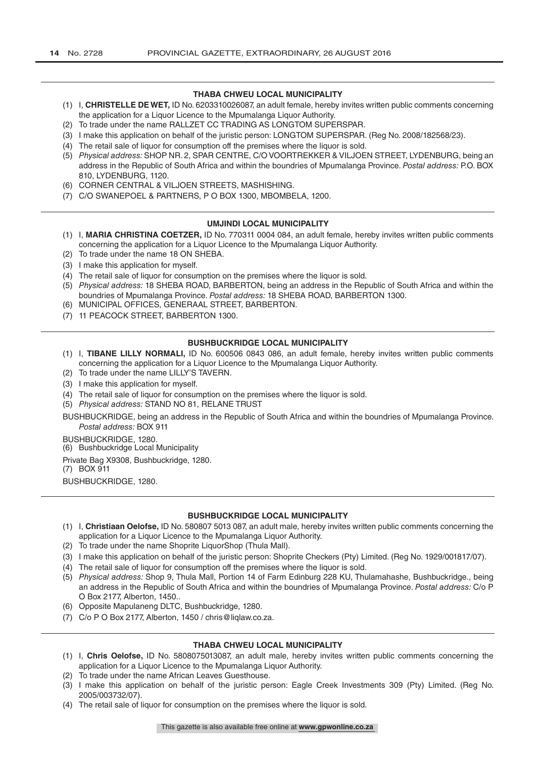### THABA CHWEU LOCAL MUNICIPALITY

(1) I, **CHRISTELLE DE WET,** ID No. 6203310026087, an adult female, hereby invites written public comments concerning the application for a Liquor Licence to the Mpumalanga Liquor Authority.
(2) To trade under the name RALLZET CC TRADING AS LONGTOM SUPERSPAR.
(3) I make this application on behalf of the juristic person: LONGTOM SUPERSPAR. (Reg No. 2008/182568/23).
(4) The retail sale of liquor for consumption off the premises where the liquor is sold.
(5) *Physical address:* SHOP NR. 2, SPAR CENTRE, C/O VOORTREKKER & VILJOEN STREET, LYDENBURG, being an address in the Republic of South Africa and within the boundries of Mpumalanga Province. *Postal address:* P.O. BOX 810, LYDENBURG, 1120.
(6) CORNER CENTRAL & VILJOEN STREETS, MASHISHING.
(7) C/O SWANEPOEL & PARTNERS, P O BOX 1300, MBOMBELA, 1200.

### UMJINDI LOCAL MUNICIPALITY

(1) I, **MARIA CHRISTINA COETZER,** ID No. 770311 0004 084, an adult female, hereby invites written public comments concerning the application for a Liquor Licence to the Mpumalanga Liquor Authority.
(2) To trade under the name 18 ON SHEBA.
(3) I make this application for myself.
(4) The retail sale of liquor for consumption on the premises where the liquor is sold.
(5) *Physical address:* 18 SHEBA ROAD, BARBERTON, being an address in the Republic of South Africa and within the boundries of Mpumalanga Province. *Postal address:* 18 SHEBA ROAD, BARBERTON 1300.
(6) MUNICIPAL OFFICES, GENERAAL STREET, BARBERTON.
(7) 11 PEACOCK STREET, BARBERTON 1300.

### BUSHBUCKRIDGE LOCAL MUNICIPALITY

(1) I, **TIBANE LILLY NORMALI,** ID No. 600506 0843 086, an adult female, hereby invites written public comments concerning the application for a Liquor Licence to the Mpumalanga Liquor Authority.
(2) To trade under the name LILLY'S TAVERN.
(3) I make this application for myself.
(4) The retail sale of liquor for consumption on the premises where the liquor is sold.
(5) *Physical address:* STAND NO 81, RELANE TRUST

BUSHBUCKRIDGE, being an address in the Republic of South Africa and within the boundries of Mpumalanga Province. *Postal address:* BOX 911

BUSHBUCKRIDGE, 1280.
(6) Bushbuckridge Local Municipality

Private Bag X9308, Bushbuckridge, 1280.
(7) BOX 911

BUSHBUCKRIDGE, 1280.

### BUSHBUCKRIDGE LOCAL MUNICIPALITY

(1) I, **Christiaan Oelofse,** ID No. 580807 5013 087, an adult male, hereby invites written public comments concerning the application for a Liquor Licence to the Mpumalanga Liquor Authority.
(2) To trade under the name Shoprite LiquorShop (Thula Mall).
(3) I make this application on behalf of the juristic person: Shoprite Checkers (Pty) Limited. (Reg No. 1929/001817/07).
(4) The retail sale of liquor for consumption off the premises where the liquor is sold.
(5) *Physical address:* Shop 9, Thula Mall, Portion 14 of Farm Edinburg 228 KU, Thulamahashe, Bushbuckridge., being an address in the Republic of South Africa and within the boundries of Mpumalanga Province. *Postal address:* C/o P O Box 2177, Alberton, 1450..
(6) Opposite Mapulaneng DLTC, Bushbuckridge, 1280.
(7) C/o P O Box 2177, Alberton, 1450 / chris@liqlaw.co.za.

### THABA CHWEU LOCAL MUNICIPALITY

(1) I, **Chris Oelofse,** ID No. 5808075013087, an adult male, hereby invites written public comments concerning the application for a Liquor Licence to the Mpumalanga Liquor Authority.
(2) To trade under the name African Leaves Guesthouse.
(3) I make this application on behalf of the juristic person: Eagle Creek Investments 309 (Pty) Limited. (Reg No. 2005/003732/07).
(4) The retail sale of liquor for consumption on the premises where the liquor is sold.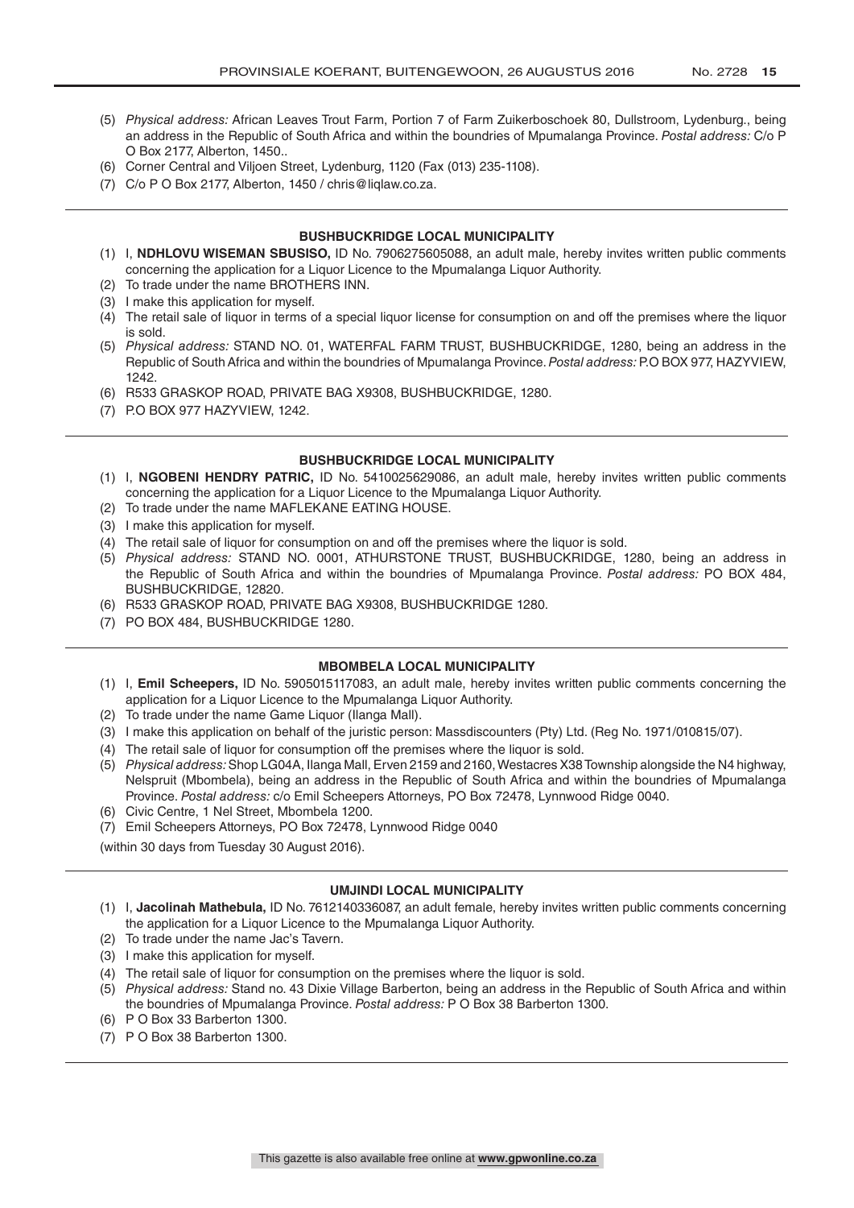(5) *Physical address:* African Leaves Trout Farm, Portion 7 of Farm Zuikerboschoek 80, Dullstroom, Lydenburg., being an address in the Republic of South Africa and within the boundries of Mpumalanga Province. *Postal address:* C/o P O Box 2177, Alberton, 1450..
(6) Corner Central and Viljoen Street, Lydenburg, 1120 (Fax (013) 235-1108).
(7) C/o P O Box 2177, Alberton, 1450 / chris@liqlaw.co.za.

---

**BUSHBUCKRIDGE LOCAL MUNICIPALITY**

(1) I, **NDHLOVU WISEMAN SBUSISO,** ID No. 7906275605088, an adult male, hereby invites written public comments concerning the application for a Liquor Licence to the Mpumalanga Liquor Authority.
(2) To trade under the name BROTHERS INN.
(3) I make this application for myself.
(4) The retail sale of liquor in terms of a special liquor license for consumption on and off the premises where the liquor is sold.
(5) *Physical address:* STAND NO. 01, WATERFAL FARM TRUST, BUSHBUCKRIDGE, 1280, being an address in the Republic of South Africa and within the boundries of Mpumalanga Province. *Postal address:* P.O BOX 977, HAZYVIEW, 1242.
(6) R533 GRASKOP ROAD, PRIVATE BAG X9308, BUSHBUCKRIDGE, 1280.
(7) P.O BOX 977 HAZYVIEW, 1242.

---

**BUSHBUCKRIDGE LOCAL MUNICIPALITY**

(1) I, **NGOBENI HENDRY PATRIC,** ID No. 5410025629086, an adult male, hereby invites written public comments concerning the application for a Liquor Licence to the Mpumalanga Liquor Authority.
(2) To trade under the name MAFLEKANE EATING HOUSE.
(3) I make this application for myself.
(4) The retail sale of liquor for consumption on and off the premises where the liquor is sold.
(5) *Physical address:* STAND NO. 0001, ATHURSTONE TRUST, BUSHBUCKRIDGE, 1280, being an address in the Republic of South Africa and within the boundries of Mpumalanga Province. *Postal address:* PO BOX 484, BUSHBUCKRIDGE, 12820.
(6) R533 GRASKOP ROAD, PRIVATE BAG X9308, BUSHBUCKRIDGE 1280.
(7) PO BOX 484, BUSHBUCKRIDGE 1280.

---

**MBOMBELA LOCAL MUNICIPALITY**

(1) I, **Emil Scheepers,** ID No. 5905015117083, an adult male, hereby invites written public comments concerning the application for a Liquor Licence to the Mpumalanga Liquor Authority.
(2) To trade under the name Game Liquor (Ilanga Mall).
(3) I make this application on behalf of the juristic person: Massdiscounters (Pty) Ltd. (Reg No. 1971/010815/07).
(4) The retail sale of liquor for consumption off the premises where the liquor is sold.
(5) *Physical address:* Shop LG04A, Ilanga Mall, Erven 2159 and 2160, Westacres X38 Township alongside the N4 highway, Nelspruit (Mbombela), being an address in the Republic of South Africa and within the boundries of Mpumalanga Province. *Postal address:* c/o Emil Scheepers Attorneys, PO Box 72478, Lynnwood Ridge 0040.
(6) Civic Centre, 1 Nel Street, Mbombela 1200.
(7) Emil Scheepers Attorneys, PO Box 72478, Lynnwood Ridge 0040

(within 30 days from Tuesday 30 August 2016).

---

**UMJINDI LOCAL MUNICIPALITY**

(1) I, **Jacolinah Mathebula,** ID No. 7612140336087, an adult female, hereby invites written public comments concerning the application for a Liquor Licence to the Mpumalanga Liquor Authority.
(2) To trade under the name Jac's Tavern.
(3) I make this application for myself.
(4) The retail sale of liquor for consumption on the premises where the liquor is sold.
(5) *Physical address:* Stand no. 43 Dixie Village Barberton, being an address in the Republic of South Africa and within the boundries of Mpumalanga Province. *Postal address:* P O Box 38 Barberton 1300.
(6) P O Box 33 Barberton 1300.
(7) P O Box 38 Barberton 1300.

---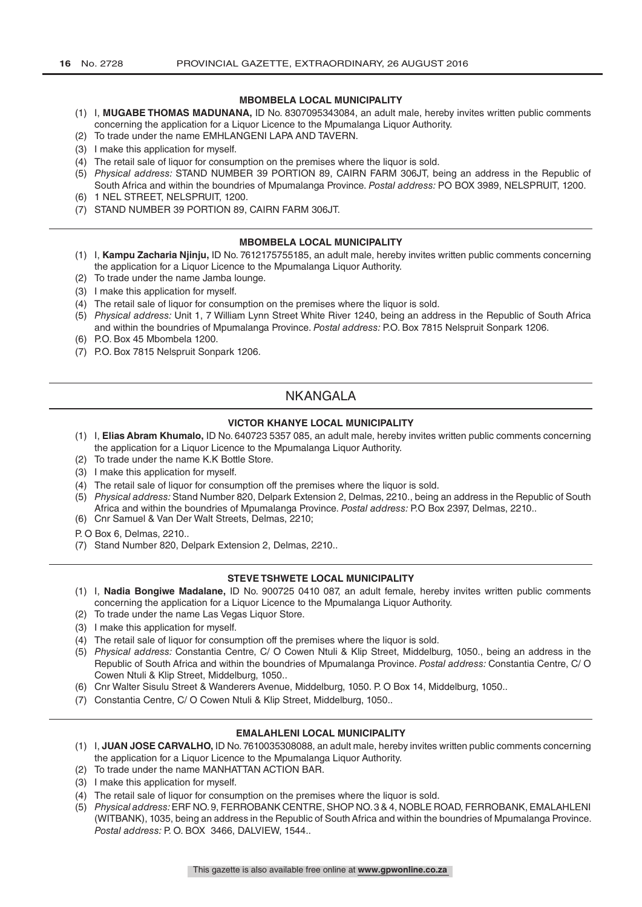#### MBOMBELA LOCAL MUNICIPALITY

(1) I, **MUGABE THOMAS MADUNANA,** ID No. 8307095343084, an adult male, hereby invites written public comments concerning the application for a Liquor Licence to the Mpumalanga Liquor Authority.
(2) To trade under the name EMHLANGENI LAPA AND TAVERN.
(3) I make this application for myself.
(4) The retail sale of liquor for consumption on the premises where the liquor is sold.
(5) *Physical address:* STAND NUMBER 39 PORTION 89, CAIRN FARM 306JT, being an address in the Republic of South Africa and within the boundries of Mpumalanga Province. *Postal address:* PO BOX 3989, NELSPRUIT, 1200.
(6) 1 NEL STREET, NELSPRUIT, 1200.
(7) STAND NUMBER 39 PORTION 89, CAIRN FARM 306JT.

#### MBOMBELA LOCAL MUNICIPALITY

(1) I, **Kampu Zacharia Njinju,** ID No. 7612175755185, an adult male, hereby invites written public comments concerning the application for a Liquor Licence to the Mpumalanga Liquor Authority.
(2) To trade under the name Jamba lounge.
(3) I make this application for myself.
(4) The retail sale of liquor for consumption on the premises where the liquor is sold.
(5) *Physical address:* Unit 1, 7 William Lynn Street White River 1240, being an address in the Republic of South Africa and within the boundries of Mpumalanga Province. *Postal address:* P.O. Box 7815 Nelspruit Sonpark 1206.
(6) P.O. Box 45 Mbombela 1200.
(7) P.O. Box 7815 Nelspruit Sonpark 1206.

## NKANGALA

#### VICTOR KHANYE LOCAL MUNICIPALITY

(1) I, **Elias Abram Khumalo,** ID No. 640723 5357 085, an adult male, hereby invites written public comments concerning the application for a Liquor Licence to the Mpumalanga Liquor Authority.
(2) To trade under the name K.K Bottle Store.
(3) I make this application for myself.
(4) The retail sale of liquor for consumption off the premises where the liquor is sold.
(5) *Physical address:* Stand Number 820, Delpark Extension 2, Delmas, 2210., being an address in the Republic of South Africa and within the boundries of Mpumalanga Province. *Postal address:* P.O Box 2397, Delmas, 2210..
(6) Cnr Samuel & Van Der Walt Streets, Delmas, 2210;

P. O Box 6, Delmas, 2210..

(7) Stand Number 820, Delpark Extension 2, Delmas, 2210..

#### STEVE TSHWETE LOCAL MUNICIPALITY

(1) I, **Nadia Bongiwe Madalane,** ID No. 900725 0410 087, an adult female, hereby invites written public comments concerning the application for a Liquor Licence to the Mpumalanga Liquor Authority.
(2) To trade under the name Las Vegas Liquor Store.
(3) I make this application for myself.
(4) The retail sale of liquor for consumption off the premises where the liquor is sold.
(5) *Physical address:* Constantia Centre, C/ O Cowen Ntuli & Klip Street, Middelburg, 1050., being an address in the Republic of South Africa and within the boundries of Mpumalanga Province. *Postal address:* Constantia Centre, C/ O Cowen Ntuli & Klip Street, Middelburg, 1050..
(6) Cnr Walter Sisulu Street & Wanderers Avenue, Middelburg, 1050. P. O Box 14, Middelburg, 1050..
(7) Constantia Centre, C/ O Cowen Ntuli & Klip Street, Middelburg, 1050..

#### EMALAHLENI LOCAL MUNICIPALITY

(1) I, **JUAN JOSE CARVALHO,** ID No. 7610035308088, an adult male, hereby invites written public comments concerning the application for a Liquor Licence to the Mpumalanga Liquor Authority.
(2) To trade under the name MANHATTAN ACTION BAR.
(3) I make this application for myself.
(4) The retail sale of liquor for consumption on the premises where the liquor is sold.
(5) *Physical address:* ERF NO. 9, FERROBANK CENTRE, SHOP NO. 3 & 4, NOBLE ROAD, FERROBANK, EMALAHLENI (WITBANK), 1035, being an address in the Republic of South Africa and within the boundries of Mpumalanga Province. *Postal address:* P. O. BOX 3466, DALVIEW, 1544..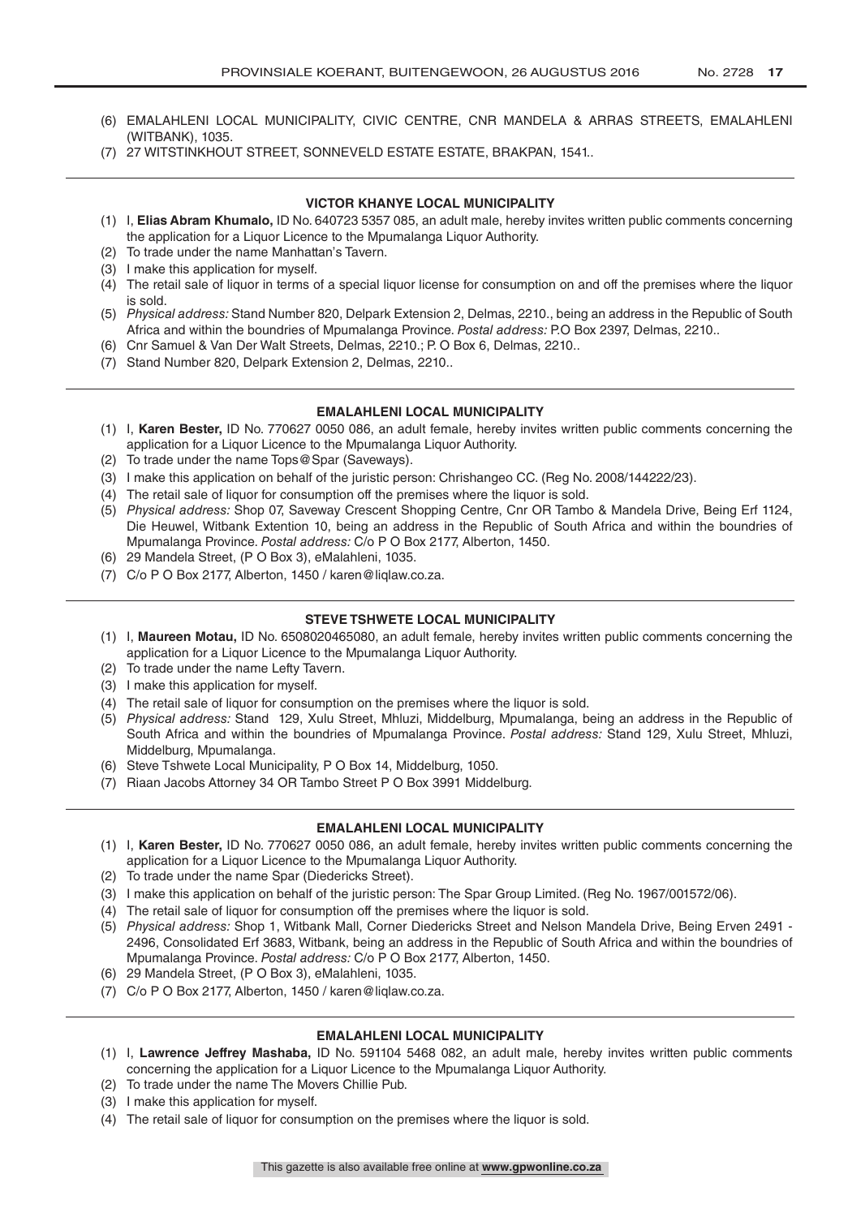(6) EMALAHLENI LOCAL MUNICIPALITY, CIVIC CENTRE, CNR MANDELA & ARRAS STREETS, EMALAHLENI (WITBANK), 1035.
(7) 27 WITSTINKHOUT STREET, SONNEVELD ESTATE ESTATE, BRAKPAN, 1541..

---

**VICTOR KHANYE LOCAL MUNICIPALITY**

(1) I, **Elias Abram Khumalo,** ID No. 640723 5357 085, an adult male, hereby invites written public comments concerning the application for a Liquor Licence to the Mpumalanga Liquor Authority.
(2) To trade under the name Manhattan's Tavern.
(3) I make this application for myself.
(4) The retail sale of liquor in terms of a special liquor license for consumption on and off the premises where the liquor is sold.
(5) *Physical address:* Stand Number 820, Delpark Extension 2, Delmas, 2210., being an address in the Republic of South Africa and within the boundries of Mpumalanga Province. *Postal address:* P.O Box 2397, Delmas, 2210..
(6) Cnr Samuel & Van Der Walt Streets, Delmas, 2210.; P. O Box 6, Delmas, 2210..
(7) Stand Number 820, Delpark Extension 2, Delmas, 2210..

---

**EMALAHLENI LOCAL MUNICIPALITY**

(1) I, **Karen Bester,** ID No. 770627 0050 086, an adult female, hereby invites written public comments concerning the application for a Liquor Licence to the Mpumalanga Liquor Authority.
(2) To trade under the name Tops@Spar (Saveways).
(3) I make this application on behalf of the juristic person: Chrishangeo CC. (Reg No. 2008/144222/23).
(4) The retail sale of liquor for consumption off the premises where the liquor is sold.
(5) *Physical address:* Shop 07, Saveway Crescent Shopping Centre, Cnr OR Tambo & Mandela Drive, Being Erf 1124, Die Heuwel, Witbank Extention 10, being an address in the Republic of South Africa and within the boundries of Mpumalanga Province. *Postal address:* C/o P O Box 2177, Alberton, 1450.
(6) 29 Mandela Street, (P O Box 3), eMalahleni, 1035.
(7) C/o P O Box 2177, Alberton, 1450 / karen@liqlaw.co.za.

---

**STEVE TSHWETE LOCAL MUNICIPALITY**

(1) I, **Maureen Motau,** ID No. 6508020465080, an adult female, hereby invites written public comments concerning the application for a Liquor Licence to the Mpumalanga Liquor Authority.
(2) To trade under the name Lefty Tavern.
(3) I make this application for myself.
(4) The retail sale of liquor for consumption on the premises where the liquor is sold.
(5) *Physical address:* Stand 129, Xulu Street, Mhluzi, Middelburg, Mpumalanga, being an address in the Republic of South Africa and within the boundries of Mpumalanga Province. *Postal address:* Stand 129, Xulu Street, Mhluzi, Middelburg, Mpumalanga.
(6) Steve Tshwete Local Municipality, P O Box 14, Middelburg, 1050.
(7) Riaan Jacobs Attorney 34 OR Tambo Street P O Box 3991 Middelburg.

---

**EMALAHLENI LOCAL MUNICIPALITY**

(1) I, **Karen Bester,** ID No. 770627 0050 086, an adult female, hereby invites written public comments concerning the application for a Liquor Licence to the Mpumalanga Liquor Authority.
(2) To trade under the name Spar (Diedericks Street).
(3) I make this application on behalf of the juristic person: The Spar Group Limited. (Reg No. 1967/001572/06).
(4) The retail sale of liquor for consumption off the premises where the liquor is sold.
(5) *Physical address:* Shop 1, Witbank Mall, Corner Diedericks Street and Nelson Mandela Drive, Being Erven 2491 - 2496, Consolidated Erf 3683, Witbank, being an address in the Republic of South Africa and within the boundries of Mpumalanga Province. *Postal address:* C/o P O Box 2177, Alberton, 1450.
(6) 29 Mandela Street, (P O Box 3), eMalahleni, 1035.
(7) C/o P O Box 2177, Alberton, 1450 / karen@liqlaw.co.za.

---

**EMALAHLENI LOCAL MUNICIPALITY**

(1) I, **Lawrence Jeffrey Mashaba,** ID No. 591104 5468 082, an adult male, hereby invites written public comments concerning the application for a Liquor Licence to the Mpumalanga Liquor Authority.
(2) To trade under the name The Movers Chillie Pub.
(3) I make this application for myself.
(4) The retail sale of liquor for consumption on the premises where the liquor is sold.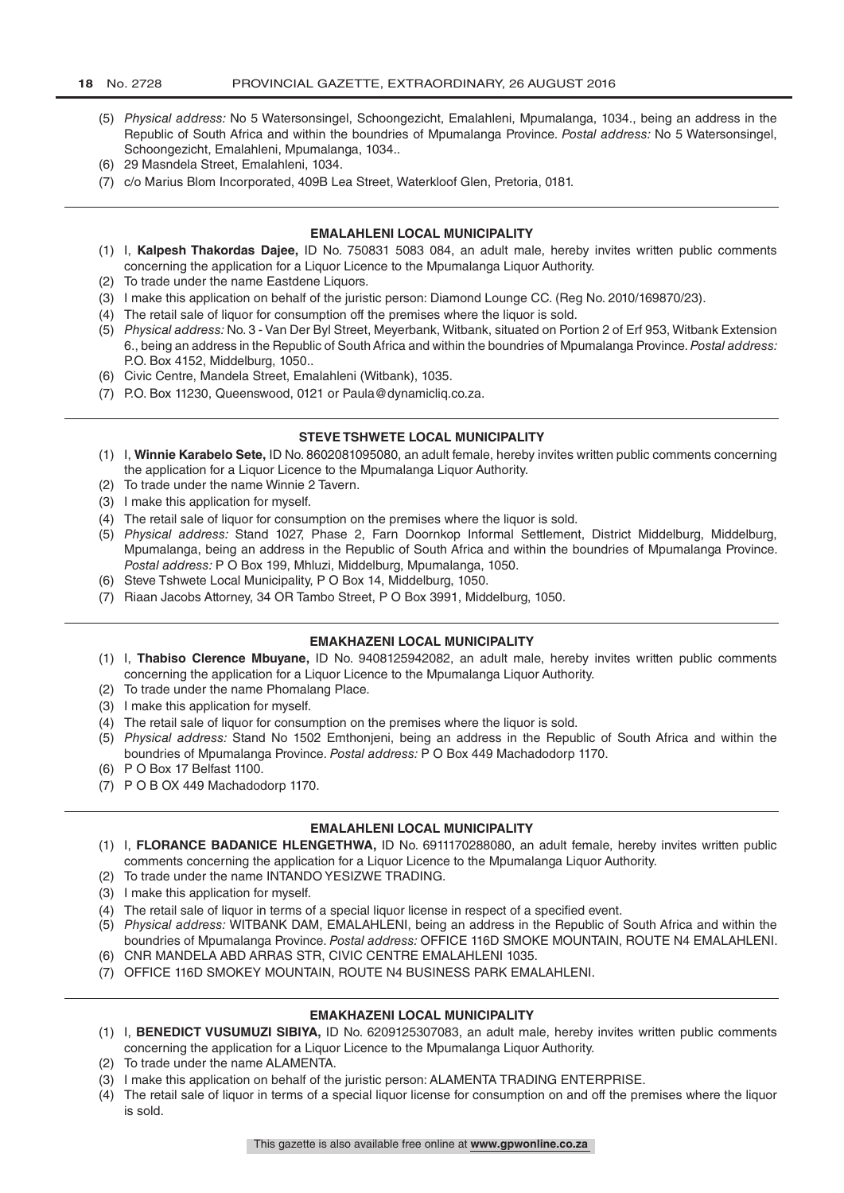(5) *Physical address:* No 5 Watersonsingel, Schoongezicht, Emalahleni, Mpumalanga, 1034., being an address in the Republic of South Africa and within the boundries of Mpumalanga Province. *Postal address:* No 5 Watersonsingel, Schoongezicht, Emalahleni, Mpumalanga, 1034..
(6) 29 Masndela Street, Emalahleni, 1034.
(7) c/o Marius Blom Incorporated, 409B Lea Street, Waterkloof Glen, Pretoria, 0181.

---

**EMALAHLENI LOCAL MUNICIPALITY**

(1) I, **Kalpesh Thakordas Dajee,** ID No. 750831 5083 084, an adult male, hereby invites written public comments concerning the application for a Liquor Licence to the Mpumalanga Liquor Authority.
(2) To trade under the name Eastdene Liquors.
(3) I make this application on behalf of the juristic person: Diamond Lounge CC. (Reg No. 2010/169870/23).
(4) The retail sale of liquor for consumption off the premises where the liquor is sold.
(5) *Physical address:* No. 3 - Van Der Byl Street, Meyerbank, Witbank, situated on Portion 2 of Erf 953, Witbank Extension 6., being an address in the Republic of South Africa and within the boundries of Mpumalanga Province. *Postal address:* P.O. Box 4152, Middelburg, 1050..
(6) Civic Centre, Mandela Street, Emalahleni (Witbank), 1035.
(7) P.O. Box 11230, Queenswood, 0121 or Paula@dynamicliq.co.za.

---

**STEVE TSHWETE LOCAL MUNICIPALITY**

(1) I, **Winnie Karabelo Sete,** ID No. 8602081095080, an adult female, hereby invites written public comments concerning the application for a Liquor Licence to the Mpumalanga Liquor Authority.
(2) To trade under the name Winnie 2 Tavern.
(3) I make this application for myself.
(4) The retail sale of liquor for consumption on the premises where the liquor is sold.
(5) *Physical address:* Stand 1027, Phase 2, Farn Doornkop Informal Settlement, District Middelburg, Middelburg, Mpumalanga, being an address in the Republic of South Africa and within the boundries of Mpumalanga Province. *Postal address:* P O Box 199, Mhluzi, Middelburg, Mpumalanga, 1050.
(6) Steve Tshwete Local Municipality, P O Box 14, Middelburg, 1050.
(7) Riaan Jacobs Attorney, 34 OR Tambo Street, P O Box 3991, Middelburg, 1050.

---

**EMAKHAZENI LOCAL MUNICIPALITY**

(1) I, **Thabiso Clerence Mbuyane,** ID No. 9408125942082, an adult male, hereby invites written public comments concerning the application for a Liquor Licence to the Mpumalanga Liquor Authority.
(2) To trade under the name Phomalang Place.
(3) I make this application for myself.
(4) The retail sale of liquor for consumption on the premises where the liquor is sold.
(5) *Physical address:* Stand No 1502 Emthonjeni, being an address in the Republic of South Africa and within the boundries of Mpumalanga Province. *Postal address:* P O Box 449 Machadodorp 1170.
(6) P O Box 17 Belfast 1100.
(7) P O B OX 449 Machadodorp 1170.

---

**EMALAHLENI LOCAL MUNICIPALITY**

(1) I, **FLORANCE BADANICE HLENGETHWA,** ID No. 6911170288080, an adult female, hereby invites written public comments concerning the application for a Liquor Licence to the Mpumalanga Liquor Authority.
(2) To trade under the name INTANDO YESIZWE TRADING.
(3) I make this application for myself.
(4) The retail sale of liquor in terms of a special liquor license in respect of a specified event.
(5) *Physical address:* WITBANK DAM, EMALAHLENI, being an address in the Republic of South Africa and within the boundries of Mpumalanga Province. *Postal address:* OFFICE 116D SMOKE MOUNTAIN, ROUTE N4 EMALAHLENI.
(6) CNR MANDELA ABD ARRAS STR, CIVIC CENTRE EMALAHLENI 1035.
(7) OFFICE 116D SMOKEY MOUNTAIN, ROUTE N4 BUSINESS PARK EMALAHLENI.

---

**EMAKHAZENI LOCAL MUNICIPALITY**

(1) I, **BENEDICT VUSUMUZI SIBIYA,** ID No. 6209125307083, an adult male, hereby invites written public comments concerning the application for a Liquor Licence to the Mpumalanga Liquor Authority.
(2) To trade under the name ALAMENTA.
(3) I make this application on behalf of the juristic person: ALAMENTA TRADING ENTERPRISE.
(4) The retail sale of liquor in terms of a special liquor license for consumption on and off the premises where the liquor is sold.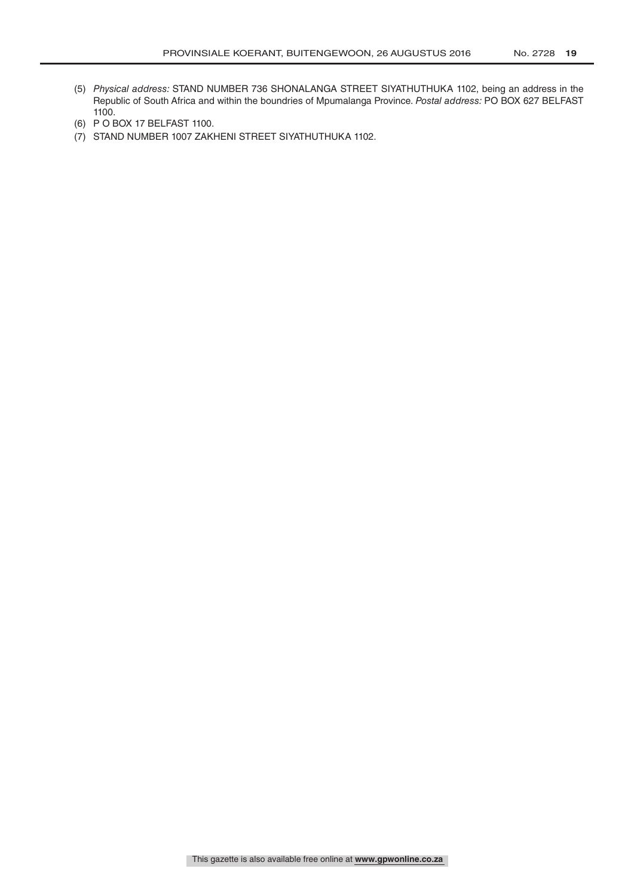(5) *Physical address:* STAND NUMBER 736 SHONALANGA STREET SIYATHUTHUKA 1102, being an address in the Republic of South Africa and within the boundries of Mpumalanga Province. *Postal address:* PO BOX 627 BELFAST 1100.

(6) P O BOX 17 BELFAST 1100.

(7) STAND NUMBER 1007 ZAKHENI STREET SIYATHUTHUKA 1102.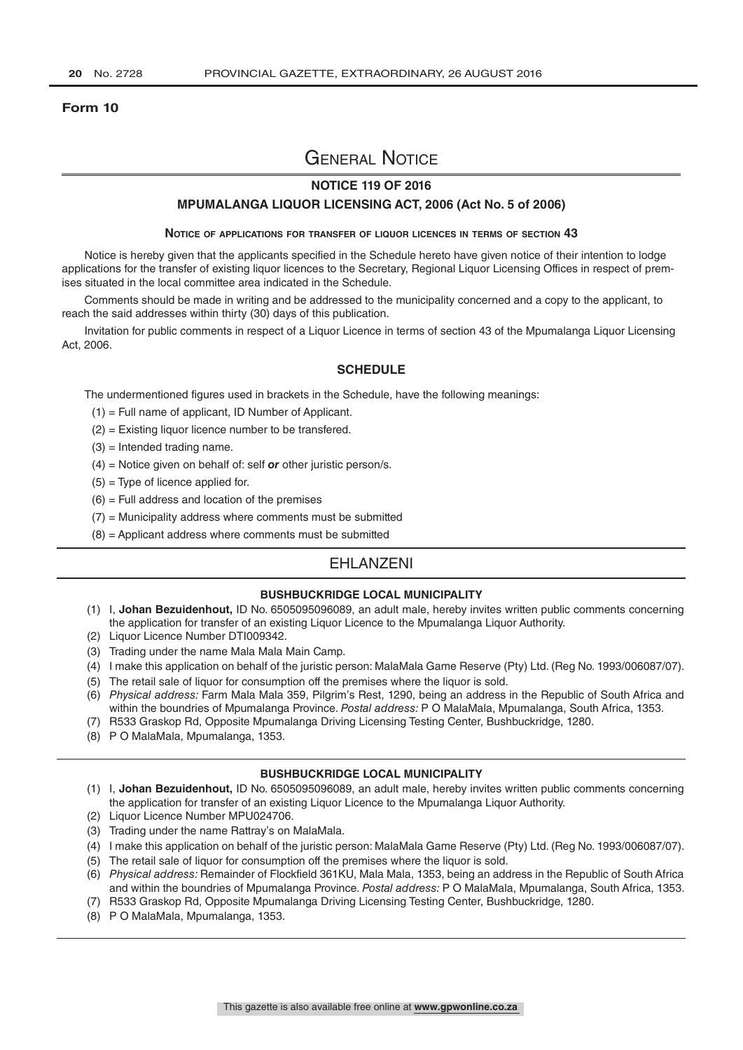**Form 10**

# General Notice

## NOTICE 119 OF 2016

## MPUMALANGA LIQUOR LICENSING ACT, 2006 (Act No. 5 of 2006)

### Notice of applications for transfer of liquor licences in terms of section 43

Notice is hereby given that the applicants specified in the Schedule hereto have given notice of their intention to lodge applications for the transfer of existing liquor licences to the Secretary, Regional Liquor Licensing Offices in respect of premises situated in the local committee area indicated in the Schedule.

Comments should be made in writing and be addressed to the municipality concerned and a copy to the applicant, to reach the said addresses within thirty (30) days of this publication.

Invitation for public comments in respect of a Liquor Licence in terms of section 43 of the Mpumalanga Liquor Licensing Act, 2006.

### SCHEDULE

The undermentioned figures used in brackets in the Schedule, have the following meanings:

(1) = Full name of applicant, ID Number of Applicant.

(2) = Existing liquor licence number to be transfered.

(3) = Intended trading name.

(4) = Notice given on behalf of: self ***or*** other juristic person/s.

(5) = Type of licence applied for.

(6) = Full address and location of the premises

(7) = Municipality address where comments must be submitted

(8) = Applicant address where comments must be submitted

## EHLANZENI

### BUSHBUCKRIDGE LOCAL MUNICIPALITY

(1) I, **Johan Bezuidenhout,** ID No. 6505095096089, an adult male, hereby invites written public comments concerning the application for transfer of an existing Liquor Licence to the Mpumalanga Liquor Authority.

(2) Liquor Licence Number DTI009342.

(3) Trading under the name Mala Mala Main Camp.

(4) I make this application on behalf of the juristic person: MalaMala Game Reserve (Pty) Ltd. (Reg No. 1993/006087/07).

(5) The retail sale of liquor for consumption off the premises where the liquor is sold.

(6) *Physical address:* Farm Mala Mala 359, Pilgrim's Rest, 1290, being an address in the Republic of South Africa and within the boundries of Mpumalanga Province. *Postal address:* P O MalaMala, Mpumalanga, South Africa, 1353.

(7) R533 Graskop Rd, Opposite Mpumalanga Driving Licensing Testing Center, Bushbuckridge, 1280.

(8) P O MalaMala, Mpumalanga, 1353.

### BUSHBUCKRIDGE LOCAL MUNICIPALITY

(1) I, **Johan Bezuidenhout,** ID No. 6505095096089, an adult male, hereby invites written public comments concerning the application for transfer of an existing Liquor Licence to the Mpumalanga Liquor Authority.

(2) Liquor Licence Number MPU024706.

(3) Trading under the name Rattray's on MalaMala.

(4) I make this application on behalf of the juristic person: MalaMala Game Reserve (Pty) Ltd. (Reg No. 1993/006087/07).

(5) The retail sale of liquor for consumption off the premises where the liquor is sold.

(6) *Physical address:* Remainder of Flockfield 361KU, Mala Mala, 1353, being an address in the Republic of South Africa and within the boundries of Mpumalanga Province. *Postal address:* P O MalaMala, Mpumalanga, South Africa, 1353.

(7) R533 Graskop Rd, Opposite Mpumalanga Driving Licensing Testing Center, Bushbuckridge, 1280.

(8) P O MalaMala, Mpumalanga, 1353.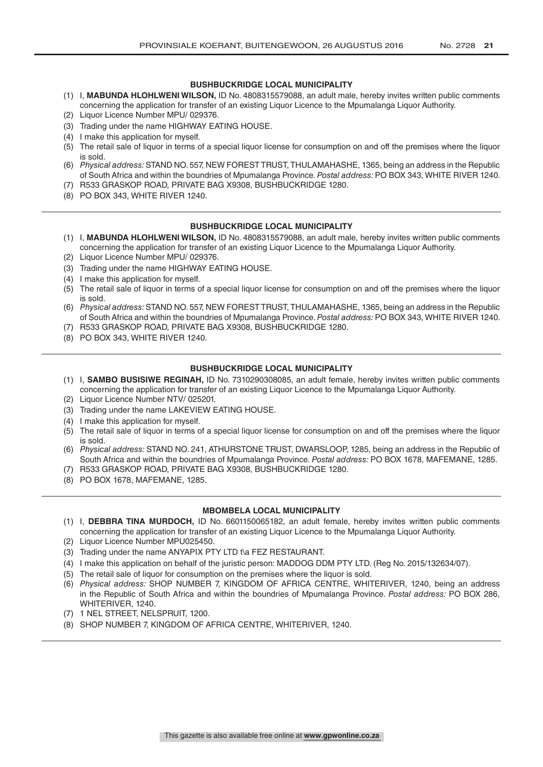### BUSHBUCKRIDGE LOCAL MUNICIPALITY

(1) I, **MABUNDA HLOHLWENI WILSON,** ID No. 4808315579088, an adult male, hereby invites written public comments concerning the application for transfer of an existing Liquor Licence to the Mpumalanga Liquor Authority.
(2) Liquor Licence Number MPU/ 029376.
(3) Trading under the name HIGHWAY EATING HOUSE.
(4) I make this application for myself.
(5) The retail sale of liquor in terms of a special liquor license for consumption on and off the premises where the liquor is sold.
(6) *Physical address:* STAND NO. 557, NEW FOREST TRUST, THULAMAHASHE, 1365, being an address in the Republic of South Africa and within the boundries of Mpumalanga Province. *Postal address:* PO BOX 343, WHITE RIVER 1240.
(7) R533 GRASKOP ROAD, PRIVATE BAG X9308, BUSHBUCKRIDGE 1280.
(8) PO BOX 343, WHITE RIVER 1240.

---

### BUSHBUCKRIDGE LOCAL MUNICIPALITY

(1) I, **MABUNDA HLOHLWENI WILSON,** ID No. 4808315579088, an adult male, hereby invites written public comments concerning the application for transfer of an existing Liquor Licence to the Mpumalanga Liquor Authority.
(2) Liquor Licence Number MPU/ 029376.
(3) Trading under the name HIGHWAY EATING HOUSE.
(4) I make this application for myself.
(5) The retail sale of liquor in terms of a special liquor license for consumption on and off the premises where the liquor is sold.
(6) *Physical address:* STAND NO. 557, NEW FOREST TRUST, THULAMAHASHE, 1365, being an address in the Republic of South Africa and within the boundries of Mpumalanga Province. *Postal address:* PO BOX 343, WHITE RIVER 1240.
(7) R533 GRASKOP ROAD, PRIVATE BAG X9308, BUSHBUCKRIDGE 1280.
(8) PO BOX 343, WHITE RIVER 1240.

---

### BUSHBUCKRIDGE LOCAL MUNICIPALITY

(1) I, **SAMBO BUSISIWE REGINAH,** ID No. 7310290308085, an adult female, hereby invites written public comments concerning the application for transfer of an existing Liquor Licence to the Mpumalanga Liquor Authority.
(2) Liquor Licence Number NTV/ 025201.
(3) Trading under the name LAKEVIEW EATING HOUSE.
(4) I make this application for myself.
(5) The retail sale of liquor in terms of a special liquor license for consumption on and off the premises where the liquor is sold.
(6) *Physical address:* STAND NO. 241, ATHURSTONE TRUST, DWARSLOOP, 1285, being an address in the Republic of South Africa and within the boundries of Mpumalanga Province. *Postal address:* PO BOX 1678, MAFEMANE, 1285.
(7) R533 GRASKOP ROAD, PRIVATE BAG X9308, BUSHBUCKRIDGE 1280.
(8) PO BOX 1678, MAFEMANE, 1285.

---

### MBOMBELA LOCAL MUNICIPALITY

(1) I, **DEBBRA TINA MURDOCH,** ID No. 6601150065182, an adult female, hereby invites written public comments concerning the application for transfer of an existing Liquor Licence to the Mpumalanga Liquor Authority.
(2) Liquor Licence Number MPU025450.
(3) Trading under the name ANYAPIX PTY LTD t\a FEZ RESTAURANT.
(4) I make this application on behalf of the juristic person: MADDOG DDM PTY LTD. (Reg No. 2015/132634/07).
(5) The retail sale of liquor for consumption on the premises where the liquor is sold.
(6) *Physical address:* SHOP NUMBER 7, KINGDOM OF AFRICA CENTRE, WHITERIVER, 1240, being an address in the Republic of South Africa and within the boundries of Mpumalanga Province. *Postal address:* PO BOX 286, WHITERIVER, 1240.
(7) 1 NEL STREET, NELSPRUIT, 1200.
(8) SHOP NUMBER 7, KINGDOM OF AFRICA CENTRE, WHITERIVER, 1240.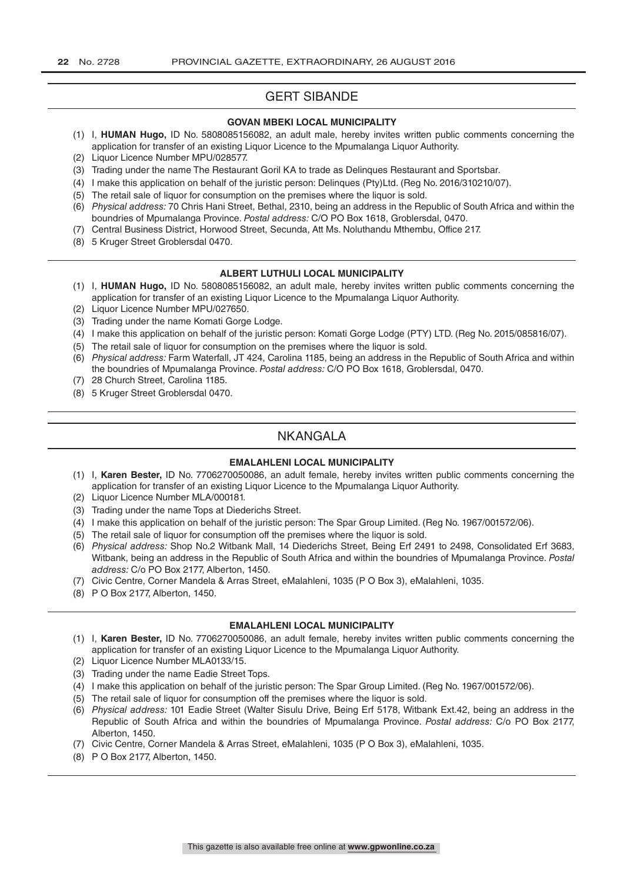## GERT SIBANDE

### GOVAN MBEKI LOCAL MUNICIPALITY

(1) I, **HUMAN Hugo,** ID No. 5808085156082, an adult male, hereby invites written public comments concerning the application for transfer of an existing Liquor Licence to the Mpumalanga Liquor Authority.
(2) Liquor Licence Number MPU/028577.
(3) Trading under the name The Restaurant Goril KA to trade as Delinques Restaurant and Sportsbar.
(4) I make this application on behalf of the juristic person: Delinques (Pty)Ltd. (Reg No. 2016/310210/07).
(5) The retail sale of liquor for consumption on the premises where the liquor is sold.
(6) *Physical address:* 70 Chris Hani Street, Bethal, 2310, being an address in the Republic of South Africa and within the boundries of Mpumalanga Province. *Postal address:* C/O PO Box 1618, Groblersdal, 0470.
(7) Central Business District, Horwood Street, Secunda, Att Ms. Noluthandu Mthembu, Office 217.
(8) 5 Kruger Street Groblersdal 0470.

### ALBERT LUTHULI LOCAL MUNICIPALITY

(1) I, **HUMAN Hugo,** ID No. 5808085156082, an adult male, hereby invites written public comments concerning the application for transfer of an existing Liquor Licence to the Mpumalanga Liquor Authority.
(2) Liquor Licence Number MPU/027650.
(3) Trading under the name Komati Gorge Lodge.
(4) I make this application on behalf of the juristic person: Komati Gorge Lodge (PTY) LTD. (Reg No. 2015/085816/07).
(5) The retail sale of liquor for consumption on the premises where the liquor is sold.
(6) *Physical address:* Farm Waterfall, JT 424, Carolina 1185, being an address in the Republic of South Africa and within the boundries of Mpumalanga Province. *Postal address:* C/O PO Box 1618, Groblersdal, 0470.
(7) 28 Church Street, Carolina 1185.
(8) 5 Kruger Street Groblersdal 0470.

## NKANGALA

### EMALAHLENI LOCAL MUNICIPALITY

(1) I, **Karen Bester,** ID No. 7706270050086, an adult female, hereby invites written public comments concerning the application for transfer of an existing Liquor Licence to the Mpumalanga Liquor Authority.
(2) Liquor Licence Number MLA/000181.
(3) Trading under the name Tops at Diederichs Street.
(4) I make this application on behalf of the juristic person: The Spar Group Limited. (Reg No. 1967/001572/06).
(5) The retail sale of liquor for consumption off the premises where the liquor is sold.
(6) *Physical address:* Shop No.2 Witbank Mall, 14 Diederichs Street, Being Erf 2491 to 2498, Consolidated Erf 3683, Witbank, being an address in the Republic of South Africa and within the boundries of Mpumalanga Province. *Postal address:* C/o PO Box 2177, Alberton, 1450.
(7) Civic Centre, Corner Mandela & Arras Street, eMalahleni, 1035 (P O Box 3), eMalahleni, 1035.
(8) P O Box 2177, Alberton, 1450.

### EMALAHLENI LOCAL MUNICIPALITY

(1) I, **Karen Bester,** ID No. 7706270050086, an adult female, hereby invites written public comments concerning the application for transfer of an existing Liquor Licence to the Mpumalanga Liquor Authority.
(2) Liquor Licence Number MLA0133/15.
(3) Trading under the name Eadie Street Tops.
(4) I make this application on behalf of the juristic person: The Spar Group Limited. (Reg No. 1967/001572/06).
(5) The retail sale of liquor for consumption off the premises where the liquor is sold.
(6) *Physical address:* 101 Eadie Street (Walter Sisulu Drive, Being Erf 5178, Witbank Ext.42, being an address in the Republic of South Africa and within the boundries of Mpumalanga Province. *Postal address:* C/o PO Box 2177, Alberton, 1450.
(7) Civic Centre, Corner Mandela & Arras Street, eMalahleni, 1035 (P O Box 3), eMalahleni, 1035.
(8) P O Box 2177, Alberton, 1450.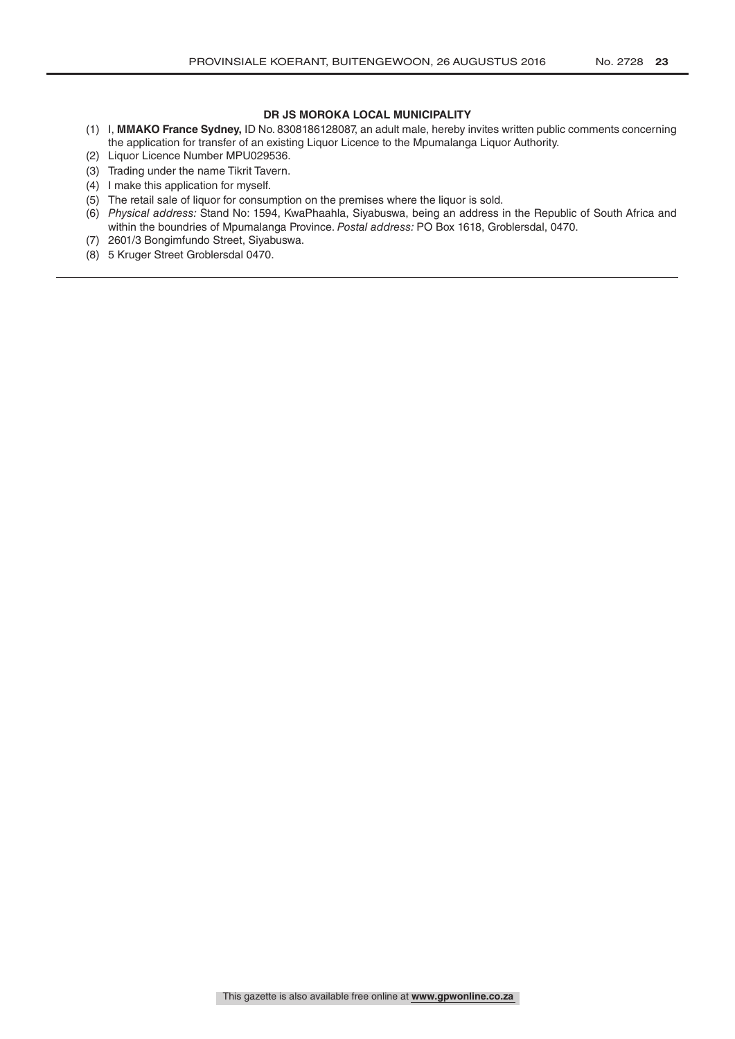**DR JS MOROKA LOCAL MUNICIPALITY**

(1) I, **MMAKO France Sydney,** ID No. 8308186128087, an adult male, hereby invites written public comments concerning the application for transfer of an existing Liquor Licence to the Mpumalanga Liquor Authority.

(2) Liquor Licence Number MPU029536.

(3) Trading under the name Tikrit Tavern.

(4) I make this application for myself.

(5) The retail sale of liquor for consumption on the premises where the liquor is sold.

(6) *Physical address:* Stand No: 1594, KwaPhaahla, Siyabuswa, being an address in the Republic of South Africa and within the boundries of Mpumalanga Province. *Postal address:* PO Box 1618, Groblersdal, 0470.

(7) 2601/3 Bongimfundo Street, Siyabuswa.

(8) 5 Kruger Street Groblersdal 0470.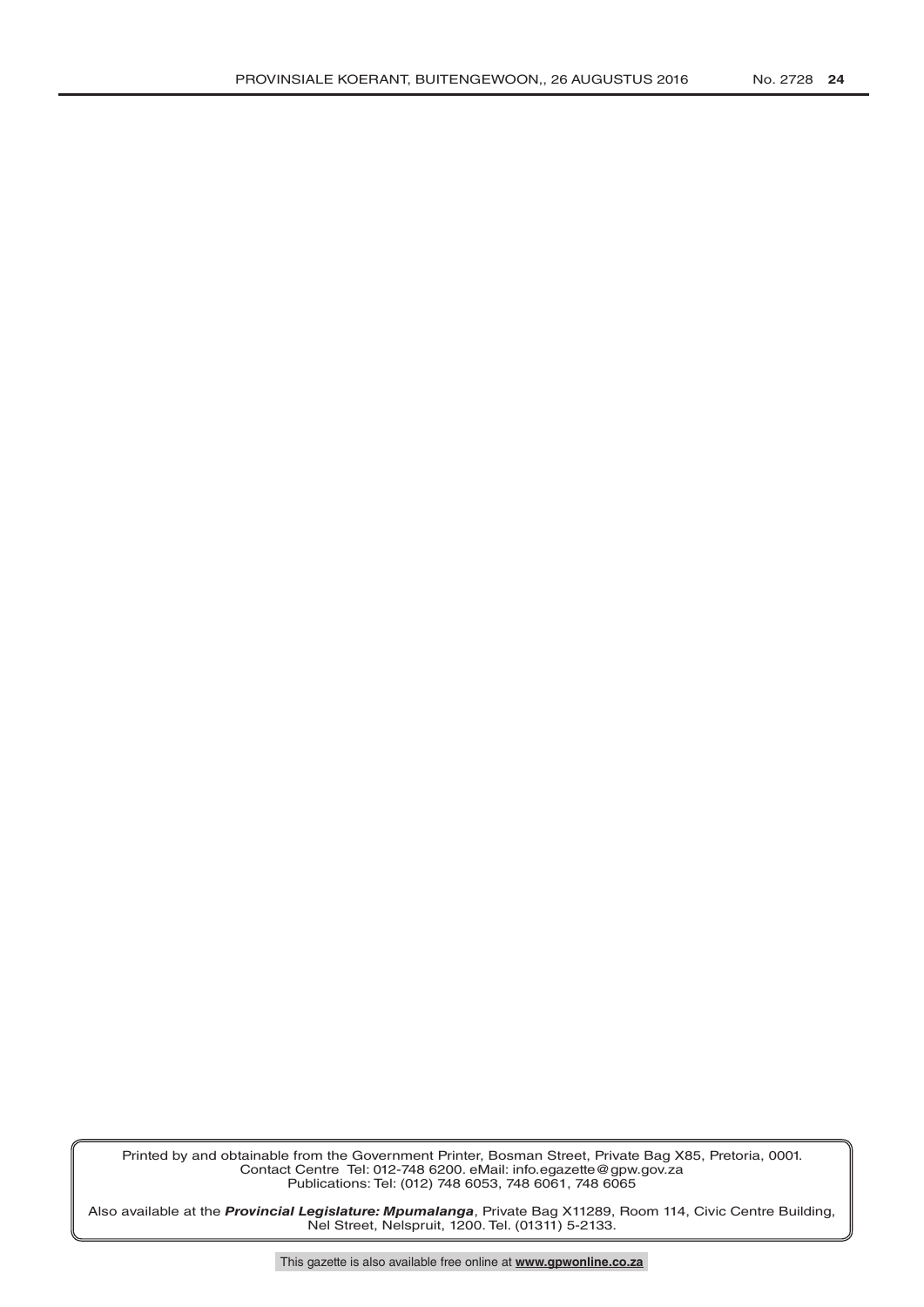Printed by and obtainable from the Government Printer, Bosman Street, Private Bag X85, Pretoria, 0001.
Contact Centre Tel: 012-748 6200. eMail: info.egazette@gpw.gov.za
Publications: Tel: (012) 748 6053, 748 6061, 748 6065

Also available at the ***Provincial Legislature: Mpumalanga***, Private Bag X11289, Room 114, Civic Centre Building, Nel Street, Nelspruit, 1200. Tel. (01311) 5-2133.

This gazette is also available free online at **www.gpwonline.co.za**